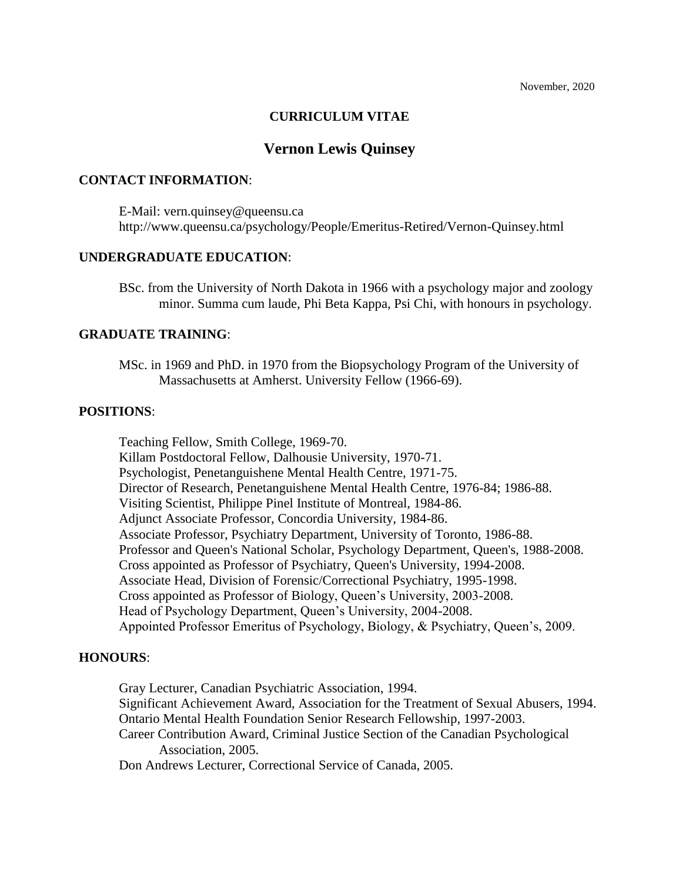November, 2020

# CURRICULUM VITAE

## Vernon Lewis Quinsey

### CONTACT INFORMATION:

E-Mail: vern.quinsey@queensu.ca
http://www.queensu.ca/psychology/People/Emeritus-Retired/Vernon-Quinsey.html

### UNDERGRADUATE EDUCATION:

BSc. from the University of North Dakota in 1966 with a psychology major and zoology minor. Summa cum laude, Phi Beta Kappa, Psi Chi, with honours in psychology.

### GRADUATE TRAINING:

MSc. in 1969 and PhD. in 1970 from the Biopsychology Program of the University of Massachusetts at Amherst. University Fellow (1966-69).

### POSITIONS:

Teaching Fellow, Smith College, 1969-70.
Killam Postdoctoral Fellow, Dalhousie University, 1970-71.
Psychologist, Penetanguishene Mental Health Centre, 1971-75.
Director of Research, Penetanguishene Mental Health Centre, 1976-84; 1986-88.
Visiting Scientist, Philippe Pinel Institute of Montreal, 1984-86.
Adjunct Associate Professor, Concordia University, 1984-86.
Associate Professor, Psychiatry Department, University of Toronto, 1986-88.
Professor and Queen's National Scholar, Psychology Department, Queen's, 1988-2008.
Cross appointed as Professor of Psychiatry, Queen's University, 1994-2008.
Associate Head, Division of Forensic/Correctional Psychiatry, 1995-1998.
Cross appointed as Professor of Biology, Queen's University, 2003-2008.
Head of Psychology Department, Queen's University, 2004-2008.
Appointed Professor Emeritus of Psychology, Biology, & Psychiatry, Queen's, 2009.

### HONOURS:

Gray Lecturer, Canadian Psychiatric Association, 1994.
Significant Achievement Award, Association for the Treatment of Sexual Abusers, 1994.
Ontario Mental Health Foundation Senior Research Fellowship, 1997-2003.
Career Contribution Award, Criminal Justice Section of the Canadian Psychological Association, 2005.
Don Andrews Lecturer, Correctional Service of Canada, 2005.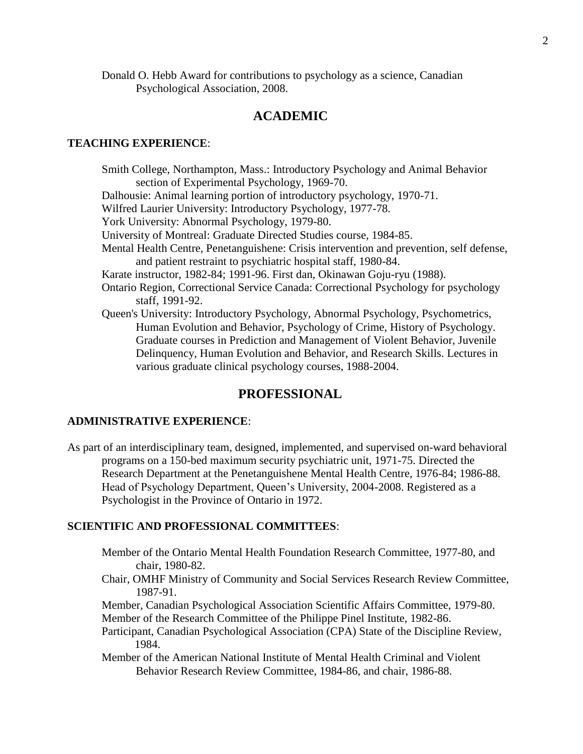Donald O. Hebb Award for contributions to psychology as a science, Canadian Psychological Association, 2008.

## ACADEMIC

### TEACHING EXPERIENCE:

Smith College, Northampton, Mass.: Introductory Psychology and Animal Behavior section of Experimental Psychology, 1969-70.

Dalhousie: Animal learning portion of introductory psychology, 1970-71.

Wilfred Laurier University: Introductory Psychology, 1977-78.

York University: Abnormal Psychology, 1979-80.

University of Montreal: Graduate Directed Studies course, 1984-85.

Mental Health Centre, Penetanguishene: Crisis intervention and prevention, self defense, and patient restraint to psychiatric hospital staff, 1980-84.

Karate instructor, 1982-84; 1991-96. First dan, Okinawan Goju-ryu (1988).

Ontario Region, Correctional Service Canada: Correctional Psychology for psychology staff, 1991-92.

Queen's University: Introductory Psychology, Abnormal Psychology, Psychometrics, Human Evolution and Behavior, Psychology of Crime, History of Psychology. Graduate courses in Prediction and Management of Violent Behavior, Juvenile Delinquency, Human Evolution and Behavior, and Research Skills. Lectures in various graduate clinical psychology courses, 1988-2004.

## PROFESSIONAL

### ADMINISTRATIVE EXPERIENCE:

As part of an interdisciplinary team, designed, implemented, and supervised on-ward behavioral programs on a 150-bed maximum security psychiatric unit, 1971-75. Directed the Research Department at the Penetanguishene Mental Health Centre, 1976-84; 1986-88. Head of Psychology Department, Queen's University, 2004-2008. Registered as a Psychologist in the Province of Ontario in 1972.

### SCIENTIFIC AND PROFESSIONAL COMMITTEES:

Member of the Ontario Mental Health Foundation Research Committee, 1977-80, and chair, 1980-82.

Chair, OMHF Ministry of Community and Social Services Research Review Committee, 1987-91.

Member, Canadian Psychological Association Scientific Affairs Committee, 1979-80.

Member of the Research Committee of the Philippe Pinel Institute, 1982-86.

Participant, Canadian Psychological Association (CPA) State of the Discipline Review, 1984.

Member of the American National Institute of Mental Health Criminal and Violent Behavior Research Review Committee, 1984-86, and chair, 1986-88.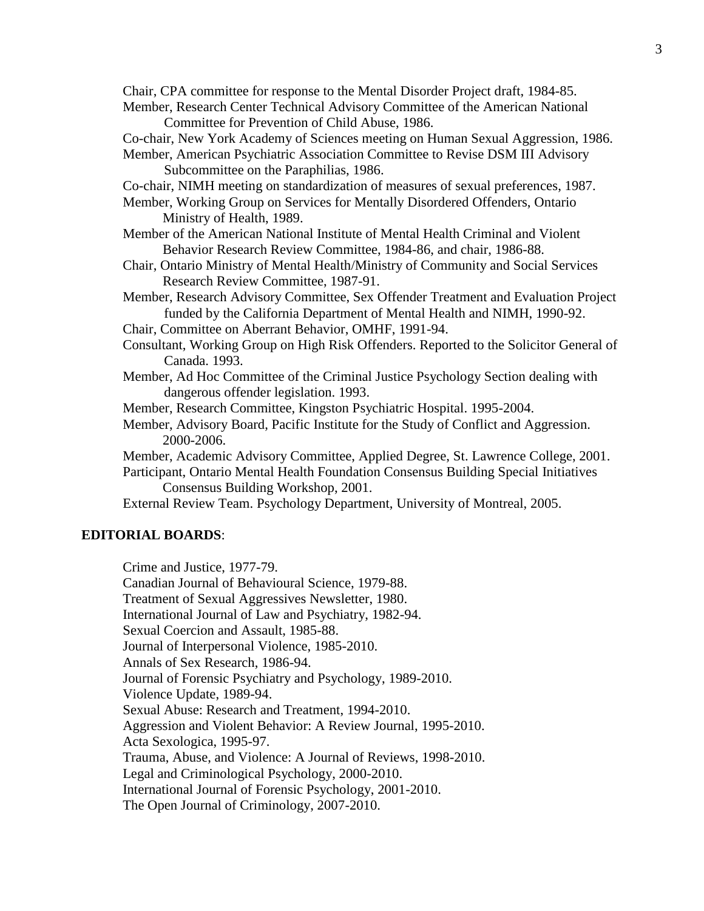Chair, CPA committee for response to the Mental Disorder Project draft, 1984-85.

Member, Research Center Technical Advisory Committee of the American National Committee for Prevention of Child Abuse, 1986.

Co-chair, New York Academy of Sciences meeting on Human Sexual Aggression, 1986.

Member, American Psychiatric Association Committee to Revise DSM III Advisory Subcommittee on the Paraphilias, 1986.

Co-chair, NIMH meeting on standardization of measures of sexual preferences, 1987.

Member, Working Group on Services for Mentally Disordered Offenders, Ontario Ministry of Health, 1989.

Member of the American National Institute of Mental Health Criminal and Violent Behavior Research Review Committee, 1984-86, and chair, 1986-88.

Chair, Ontario Ministry of Mental Health/Ministry of Community and Social Services Research Review Committee, 1987-91.

Member, Research Advisory Committee, Sex Offender Treatment and Evaluation Project funded by the California Department of Mental Health and NIMH, 1990-92.

Chair, Committee on Aberrant Behavior, OMHF, 1991-94.

Consultant, Working Group on High Risk Offenders. Reported to the Solicitor General of Canada. 1993.

Member, Ad Hoc Committee of the Criminal Justice Psychology Section dealing with dangerous offender legislation. 1993.

Member, Research Committee, Kingston Psychiatric Hospital. 1995-2004.

Member, Advisory Board, Pacific Institute for the Study of Conflict and Aggression. 2000-2006.

Member, Academic Advisory Committee, Applied Degree, St. Lawrence College, 2001.

Participant, Ontario Mental Health Foundation Consensus Building Special Initiatives Consensus Building Workshop, 2001.

External Review Team. Psychology Department, University of Montreal, 2005.

## EDITORIAL BOARDS:

Crime and Justice, 1977-79.
Canadian Journal of Behavioural Science, 1979-88.
Treatment of Sexual Aggressives Newsletter, 1980.
International Journal of Law and Psychiatry, 1982-94.
Sexual Coercion and Assault, 1985-88.
Journal of Interpersonal Violence, 1985-2010.
Annals of Sex Research, 1986-94.
Journal of Forensic Psychiatry and Psychology, 1989-2010.
Violence Update, 1989-94.
Sexual Abuse: Research and Treatment, 1994-2010.
Aggression and Violent Behavior: A Review Journal, 1995-2010.
Acta Sexologica, 1995-97.
Trauma, Abuse, and Violence: A Journal of Reviews, 1998-2010.
Legal and Criminological Psychology, 2000-2010.
International Journal of Forensic Psychology, 2001-2010.
The Open Journal of Criminology, 2007-2010.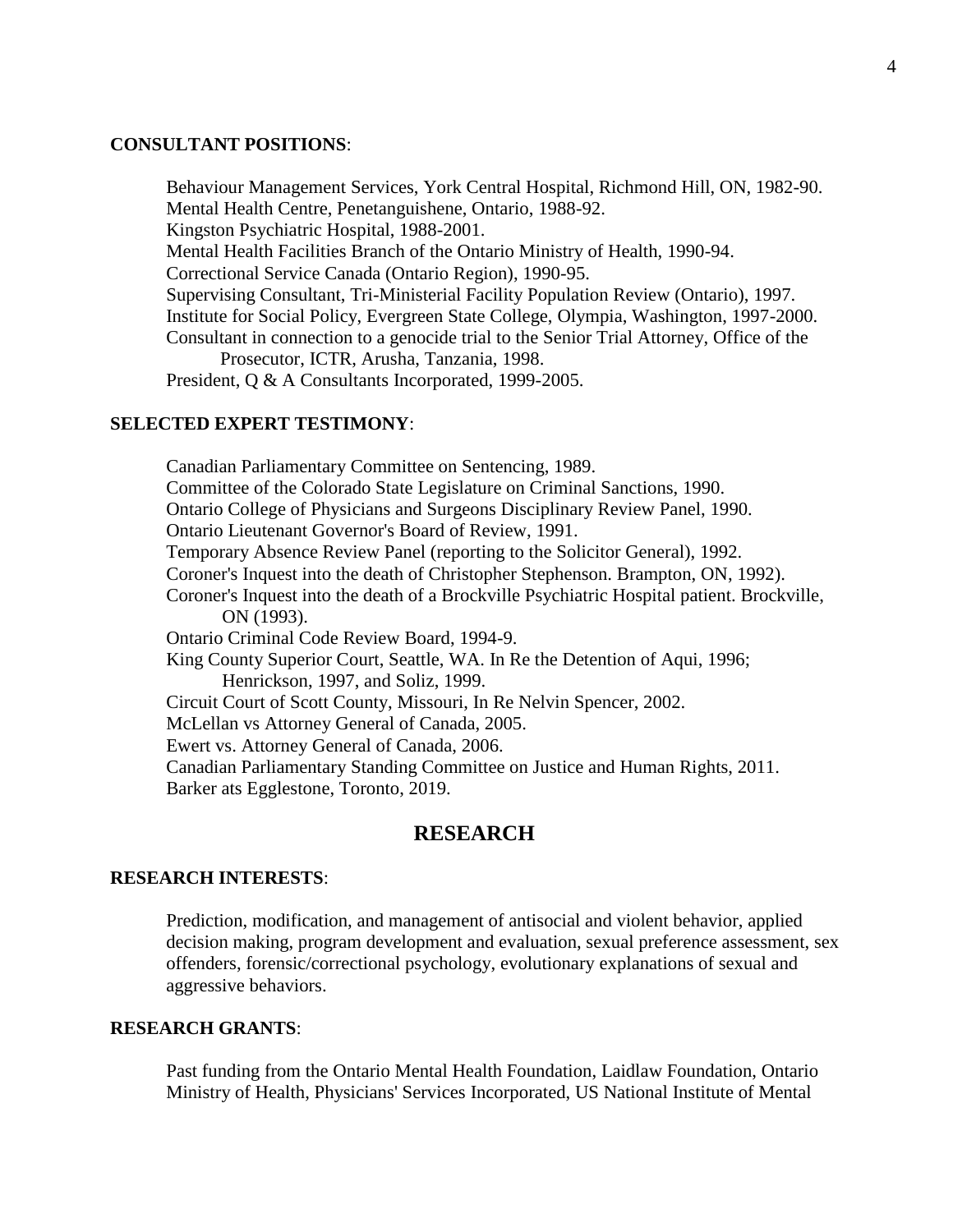**CONSULTANT POSITIONS**:

Behaviour Management Services, York Central Hospital, Richmond Hill, ON, 1982-90.
Mental Health Centre, Penetanguishene, Ontario, 1988-92.
Kingston Psychiatric Hospital, 1988-2001.
Mental Health Facilities Branch of the Ontario Ministry of Health, 1990-94.
Correctional Service Canada (Ontario Region), 1990-95.
Supervising Consultant, Tri-Ministerial Facility Population Review (Ontario), 1997.
Institute for Social Policy, Evergreen State College, Olympia, Washington, 1997-2000.
Consultant in connection to a genocide trial to the Senior Trial Attorney, Office of the Prosecutor, ICTR, Arusha, Tanzania, 1998.
President, Q & A Consultants Incorporated, 1999-2005.

**SELECTED EXPERT TESTIMONY**:

Canadian Parliamentary Committee on Sentencing, 1989.
Committee of the Colorado State Legislature on Criminal Sanctions, 1990.
Ontario College of Physicians and Surgeons Disciplinary Review Panel, 1990.
Ontario Lieutenant Governor's Board of Review, 1991.
Temporary Absence Review Panel (reporting to the Solicitor General), 1992.
Coroner's Inquest into the death of Christopher Stephenson. Brampton, ON, 1992).
Coroner's Inquest into the death of a Brockville Psychiatric Hospital patient. Brockville, ON (1993).
Ontario Criminal Code Review Board, 1994-9.
King County Superior Court, Seattle, WA. In Re the Detention of Aqui, 1996; Henrickson, 1997, and Soliz, 1999.
Circuit Court of Scott County, Missouri, In Re Nelvin Spencer, 2002.
McLellan vs Attorney General of Canada, 2005.
Ewert vs. Attorney General of Canada, 2006.
Canadian Parliamentary Standing Committee on Justice and Human Rights, 2011.
Barker ats Egglestone, Toronto, 2019.

## RESEARCH

**RESEARCH INTERESTS**:

Prediction, modification, and management of antisocial and violent behavior, applied decision making, program development and evaluation, sexual preference assessment, sex offenders, forensic/correctional psychology, evolutionary explanations of sexual and aggressive behaviors.

**RESEARCH GRANTS**:

Past funding from the Ontario Mental Health Foundation, Laidlaw Foundation, Ontario Ministry of Health, Physicians' Services Incorporated, US National Institute of Mental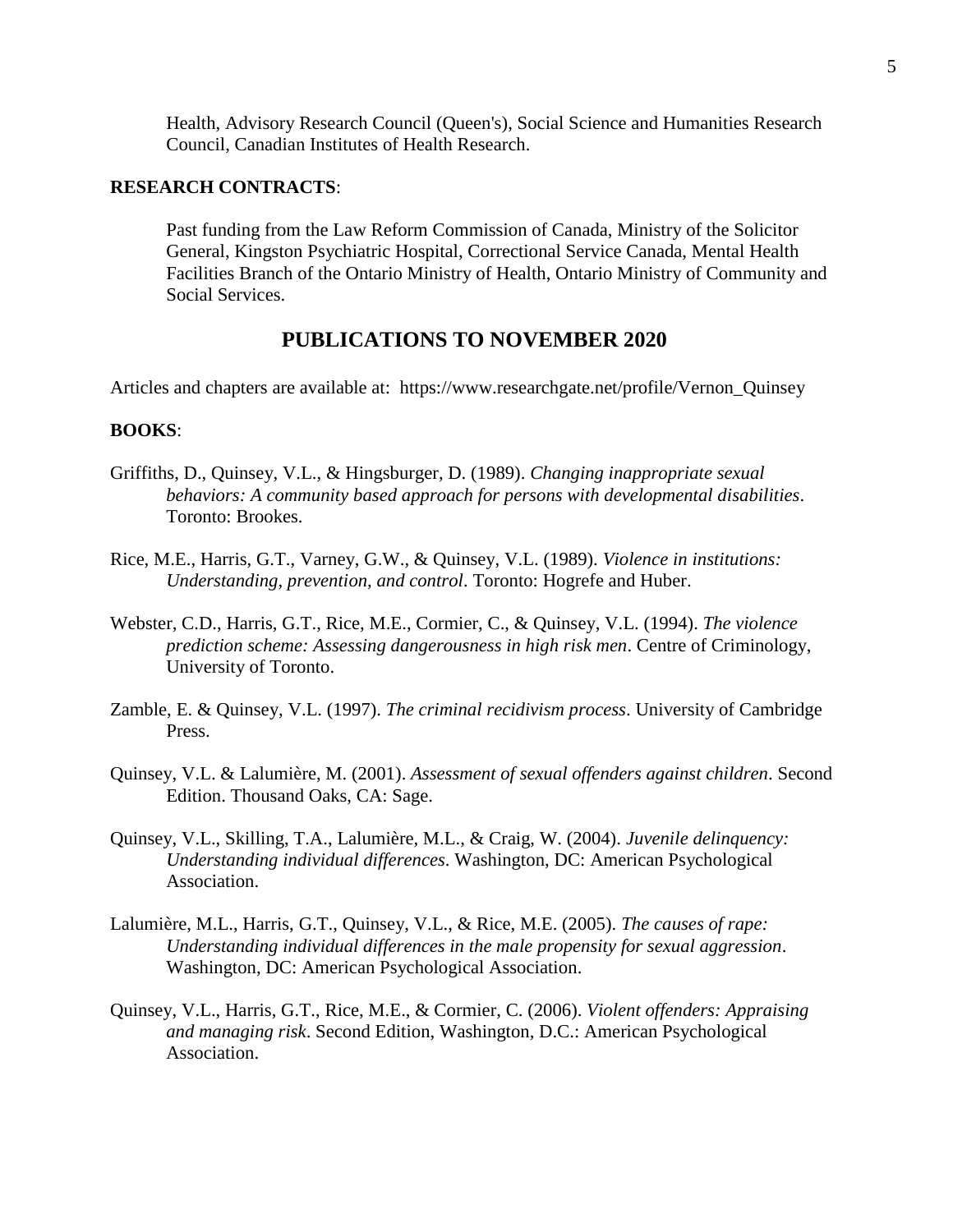Health, Advisory Research Council (Queen's), Social Science and Humanities Research Council, Canadian Institutes of Health Research.

**RESEARCH CONTRACTS**:

Past funding from the Law Reform Commission of Canada, Ministry of the Solicitor General, Kingston Psychiatric Hospital, Correctional Service Canada, Mental Health Facilities Branch of the Ontario Ministry of Health, Ontario Ministry of Community and Social Services.

## PUBLICATIONS TO NOVEMBER 2020

Articles and chapters are available at: https://www.researchgate.net/profile/Vernon_Quinsey

**BOOKS**:

Griffiths, D., Quinsey, V.L., & Hingsburger, D. (1989). *Changing inappropriate sexual behaviors: A community based approach for persons with developmental disabilities*. Toronto: Brookes.

Rice, M.E., Harris, G.T., Varney, G.W., & Quinsey, V.L. (1989). *Violence in institutions: Understanding, prevention, and control*. Toronto: Hogrefe and Huber.

Webster, C.D., Harris, G.T., Rice, M.E., Cormier, C., & Quinsey, V.L. (1994). *The violence prediction scheme: Assessing dangerousness in high risk men*. Centre of Criminology, University of Toronto.

Zamble, E. & Quinsey, V.L. (1997). *The criminal recidivism process*. University of Cambridge Press.

Quinsey, V.L. & Lalumière, M. (2001). *Assessment of sexual offenders against children*. Second Edition. Thousand Oaks, CA: Sage.

Quinsey, V.L., Skilling, T.A., Lalumière, M.L., & Craig, W. (2004). *Juvenile delinquency: Understanding individual differences*. Washington, DC: American Psychological Association.

Lalumière, M.L., Harris, G.T., Quinsey, V.L., & Rice, M.E. (2005). *The causes of rape: Understanding individual differences in the male propensity for sexual aggression*. Washington, DC: American Psychological Association.

Quinsey, V.L., Harris, G.T., Rice, M.E., & Cormier, C. (2006). *Violent offenders: Appraising and managing risk*. Second Edition, Washington, D.C.: American Psychological Association.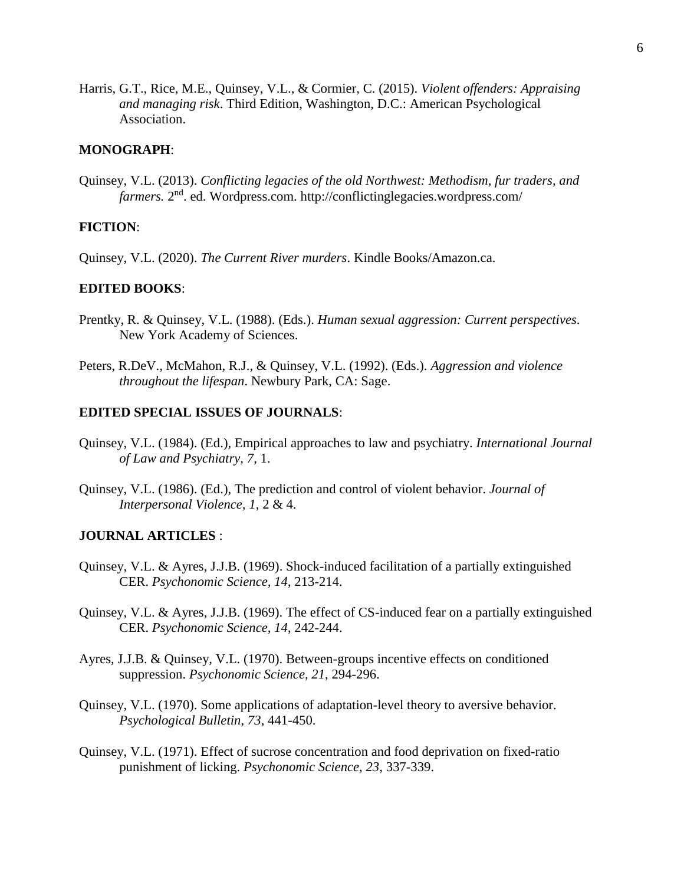Harris, G.T., Rice, M.E., Quinsey, V.L., & Cormier, C. (2015). *Violent offenders: Appraising and managing risk*. Third Edition, Washington, D.C.: American Psychological Association.

**MONOGRAPH**:

Quinsey, V.L. (2013). *Conflicting legacies of the old Northwest: Methodism, fur traders, and farmers.* 2nd. ed. Wordpress.com. http://conflictinglegacies.wordpress.com/

**FICTION**:

Quinsey, V.L. (2020). *The Current River murders*. Kindle Books/Amazon.ca.

**EDITED BOOKS**:

Prentky, R. & Quinsey, V.L. (1988). (Eds.). *Human sexual aggression: Current perspectives*. New York Academy of Sciences.

Peters, R.DeV., McMahon, R.J., & Quinsey, V.L. (1992). (Eds.). *Aggression and violence throughout the lifespan*. Newbury Park, CA: Sage.

**EDITED SPECIAL ISSUES OF JOURNALS**:

Quinsey, V.L. (1984). (Ed.), Empirical approaches to law and psychiatry. *International Journal of Law and Psychiatry, 7*, 1.

Quinsey, V.L. (1986). (Ed.), The prediction and control of violent behavior. *Journal of Interpersonal Violence, 1*, 2 & 4.

**JOURNAL ARTICLES** :

Quinsey, V.L. & Ayres, J.J.B. (1969). Shock-induced facilitation of a partially extinguished CER. *Psychonomic Science, 14*, 213-214.

Quinsey, V.L. & Ayres, J.J.B. (1969). The effect of CS-induced fear on a partially extinguished CER. *Psychonomic Science, 14*, 242-244.

Ayres, J.J.B. & Quinsey, V.L. (1970). Between-groups incentive effects on conditioned suppression. *Psychonomic Science, 21*, 294-296.

Quinsey, V.L. (1970). Some applications of adaptation-level theory to aversive behavior. *Psychological Bulletin, 73*, 441-450.

Quinsey, V.L. (1971). Effect of sucrose concentration and food deprivation on fixed-ratio punishment of licking. *Psychonomic Science, 23*, 337-339.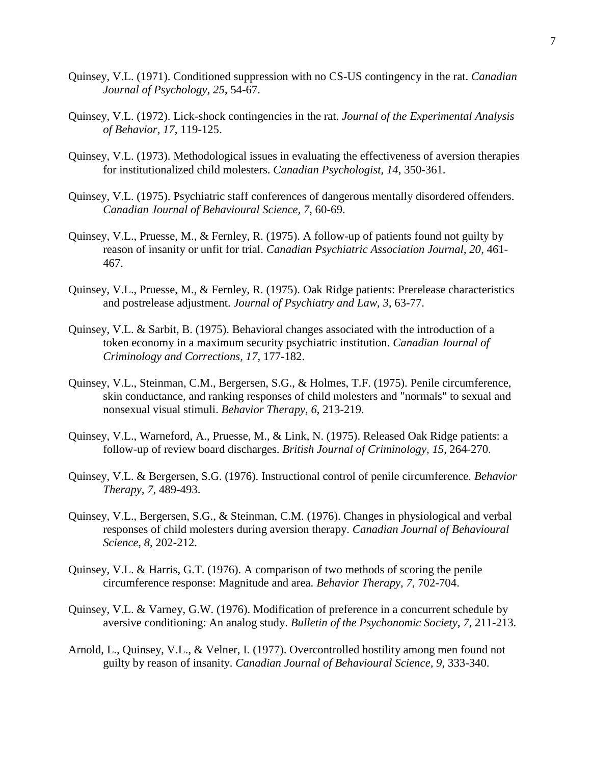Quinsey, V.L. (1971). Conditioned suppression with no CS-US contingency in the rat. *Canadian Journal of Psychology, 25*, 54-67.

Quinsey, V.L. (1972). Lick-shock contingencies in the rat. *Journal of the Experimental Analysis of Behavior, 17*, 119-125.

Quinsey, V.L. (1973). Methodological issues in evaluating the effectiveness of aversion therapies for institutionalized child molesters. *Canadian Psychologist, 14*, 350-361.

Quinsey, V.L. (1975). Psychiatric staff conferences of dangerous mentally disordered offenders. *Canadian Journal of Behavioural Science, 7*, 60-69.

Quinsey, V.L., Pruesse, M., & Fernley, R. (1975). A follow-up of patients found not guilty by reason of insanity or unfit for trial. *Canadian Psychiatric Association Journal, 20*, 461-467.

Quinsey, V.L., Pruesse, M., & Fernley, R. (1975). Oak Ridge patients: Prerelease characteristics and postrelease adjustment. *Journal of Psychiatry and Law, 3*, 63-77.

Quinsey, V.L. & Sarbit, B. (1975). Behavioral changes associated with the introduction of a token economy in a maximum security psychiatric institution. *Canadian Journal of Criminology and Corrections, 17*, 177-182.

Quinsey, V.L., Steinman, C.M., Bergersen, S.G., & Holmes, T.F. (1975). Penile circumference, skin conductance, and ranking responses of child molesters and "normals" to sexual and nonsexual visual stimuli. *Behavior Therapy, 6*, 213-219.

Quinsey, V.L., Warneford, A., Pruesse, M., & Link, N. (1975). Released Oak Ridge patients: a follow-up of review board discharges. *British Journal of Criminology, 15*, 264-270.

Quinsey, V.L. & Bergersen, S.G. (1976). Instructional control of penile circumference. *Behavior Therapy, 7*, 489-493.

Quinsey, V.L., Bergersen, S.G., & Steinman, C.M. (1976). Changes in physiological and verbal responses of child molesters during aversion therapy. *Canadian Journal of Behavioural Science, 8*, 202-212.

Quinsey, V.L. & Harris, G.T. (1976). A comparison of two methods of scoring the penile circumference response: Magnitude and area. *Behavior Therapy, 7*, 702-704.

Quinsey, V.L. & Varney, G.W. (1976). Modification of preference in a concurrent schedule by aversive conditioning: An analog study. *Bulletin of the Psychonomic Society, 7*, 211-213.

Arnold, L., Quinsey, V.L., & Velner, I. (1977). Overcontrolled hostility among men found not guilty by reason of insanity. *Canadian Journal of Behavioural Science, 9*, 333-340.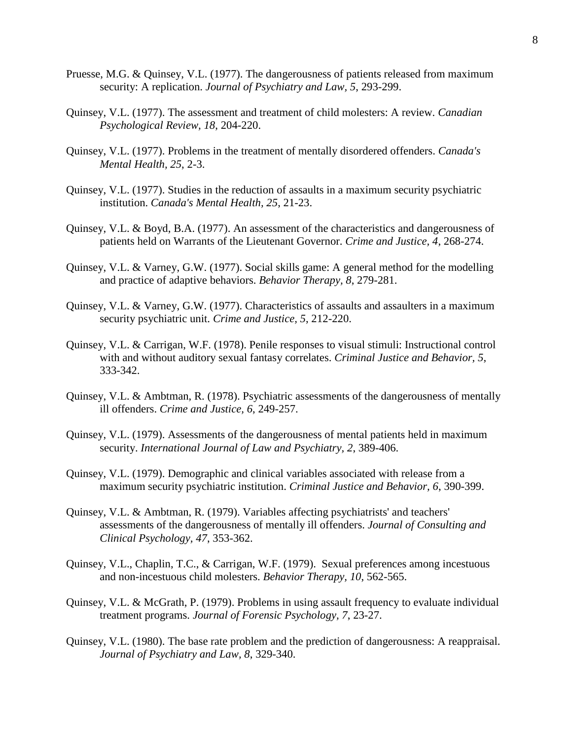Pruesse, M.G. & Quinsey, V.L. (1977). The dangerousness of patients released from maximum security: A replication. *Journal of Psychiatry and Law, 5*, 293-299.

Quinsey, V.L. (1977). The assessment and treatment of child molesters: A review. *Canadian Psychological Review, 18*, 204-220.

Quinsey, V.L. (1977). Problems in the treatment of mentally disordered offenders. *Canada's Mental Health, 25*, 2-3.

Quinsey, V.L. (1977). Studies in the reduction of assaults in a maximum security psychiatric institution. *Canada's Mental Health, 25*, 21-23.

Quinsey, V.L. & Boyd, B.A. (1977). An assessment of the characteristics and dangerousness of patients held on Warrants of the Lieutenant Governor. *Crime and Justice, 4*, 268-274.

Quinsey, V.L. & Varney, G.W. (1977). Social skills game: A general method for the modelling and practice of adaptive behaviors. *Behavior Therapy, 8*, 279-281.

Quinsey, V.L. & Varney, G.W. (1977). Characteristics of assaults and assaulters in a maximum security psychiatric unit. *Crime and Justice, 5*, 212-220.

Quinsey, V.L. & Carrigan, W.F. (1978). Penile responses to visual stimuli: Instructional control with and without auditory sexual fantasy correlates. *Criminal Justice and Behavior, 5*, 333-342.

Quinsey, V.L. & Ambtman, R. (1978). Psychiatric assessments of the dangerousness of mentally ill offenders. *Crime and Justice, 6*, 249-257.

Quinsey, V.L. (1979). Assessments of the dangerousness of mental patients held in maximum security. *International Journal of Law and Psychiatry, 2*, 389-406.

Quinsey, V.L. (1979). Demographic and clinical variables associated with release from a maximum security psychiatric institution. *Criminal Justice and Behavior, 6*, 390-399.

Quinsey, V.L. & Ambtman, R. (1979). Variables affecting psychiatrists' and teachers' assessments of the dangerousness of mentally ill offenders. *Journal of Consulting and Clinical Psychology, 47*, 353-362.

Quinsey, V.L., Chaplin, T.C., & Carrigan, W.F. (1979). Sexual preferences among incestuous and non-incestuous child molesters. *Behavior Therapy, 10*, 562-565.

Quinsey, V.L. & McGrath, P. (1979). Problems in using assault frequency to evaluate individual treatment programs. *Journal of Forensic Psychology, 7*, 23-27.

Quinsey, V.L. (1980). The base rate problem and the prediction of dangerousness: A reappraisal. *Journal of Psychiatry and Law, 8*, 329-340.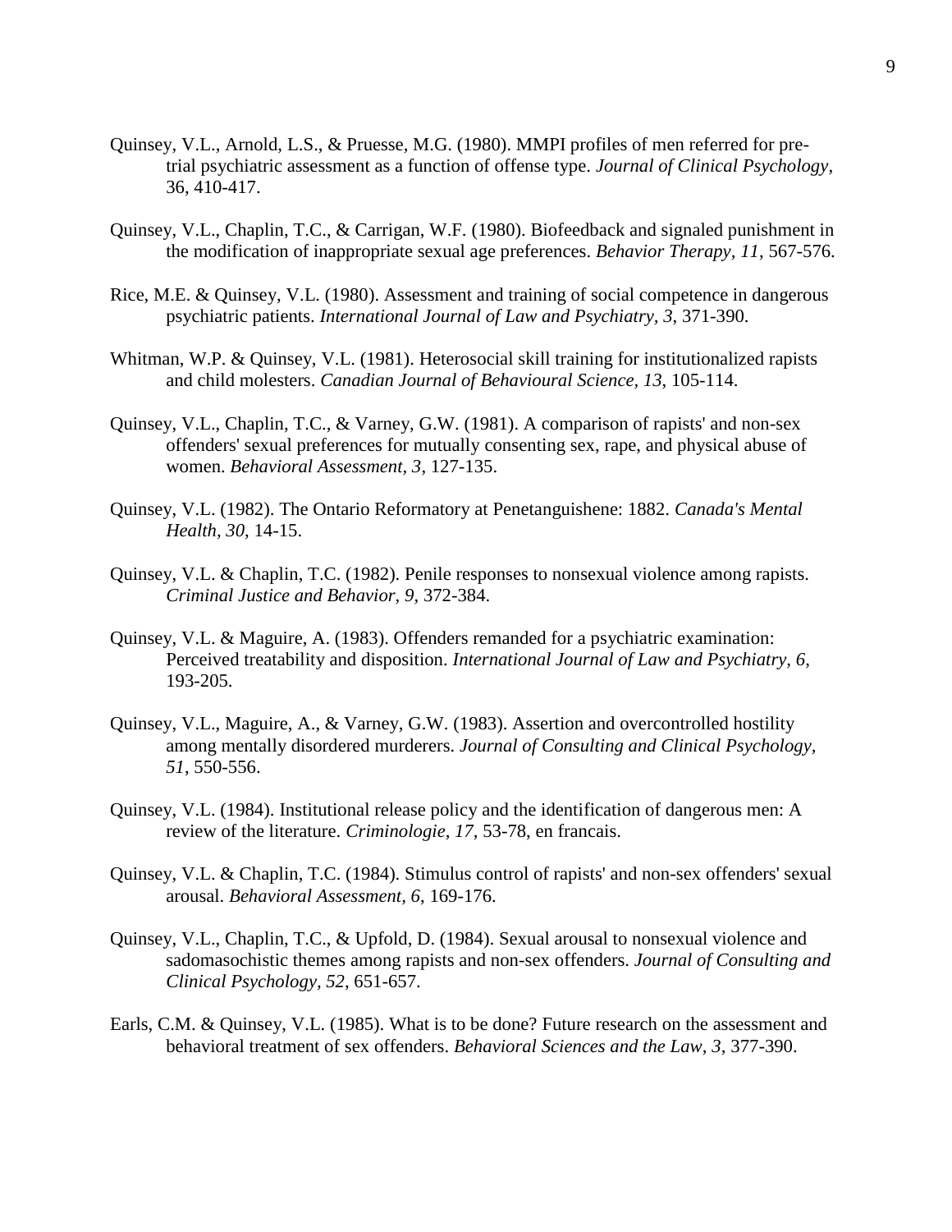Quinsey, V.L., Arnold, L.S., & Pruesse, M.G. (1980). MMPI profiles of men referred for pre-trial psychiatric assessment as a function of offense type. *Journal of Clinical Psychology*, 36, 410-417.

Quinsey, V.L., Chaplin, T.C., & Carrigan, W.F. (1980). Biofeedback and signaled punishment in the modification of inappropriate sexual age preferences. *Behavior Therapy, 11*, 567-576.

Rice, M.E. & Quinsey, V.L. (1980). Assessment and training of social competence in dangerous psychiatric patients. *International Journal of Law and Psychiatry, 3*, 371-390.

Whitman, W.P. & Quinsey, V.L. (1981). Heterosocial skill training for institutionalized rapists and child molesters. *Canadian Journal of Behavioural Science, 13*, 105-114.

Quinsey, V.L., Chaplin, T.C., & Varney, G.W. (1981). A comparison of rapists' and non-sex offenders' sexual preferences for mutually consenting sex, rape, and physical abuse of women. *Behavioral Assessment, 3*, 127-135.

Quinsey, V.L. (1982). The Ontario Reformatory at Penetanguishene: 1882. *Canada's Mental Health, 30*, 14-15.

Quinsey, V.L. & Chaplin, T.C. (1982). Penile responses to nonsexual violence among rapists. *Criminal Justice and Behavior, 9*, 372-384.

Quinsey, V.L. & Maguire, A. (1983). Offenders remanded for a psychiatric examination: Perceived treatability and disposition. *International Journal of Law and Psychiatry, 6*, 193-205.

Quinsey, V.L., Maguire, A., & Varney, G.W. (1983). Assertion and overcontrolled hostility among mentally disordered murderers. *Journal of Consulting and Clinical Psychology, 51*, 550-556.

Quinsey, V.L. (1984). Institutional release policy and the identification of dangerous men: A review of the literature. *Criminologie, 17*, 53-78, en francais.

Quinsey, V.L. & Chaplin, T.C. (1984). Stimulus control of rapists' and non-sex offenders' sexual arousal. *Behavioral Assessment, 6*, 169-176.

Quinsey, V.L., Chaplin, T.C., & Upfold, D. (1984). Sexual arousal to nonsexual violence and sadomasochistic themes among rapists and non-sex offenders. *Journal of Consulting and Clinical Psychology, 52*, 651-657.

Earls, C.M. & Quinsey, V.L. (1985). What is to be done? Future research on the assessment and behavioral treatment of sex offenders. *Behavioral Sciences and the Law, 3*, 377-390.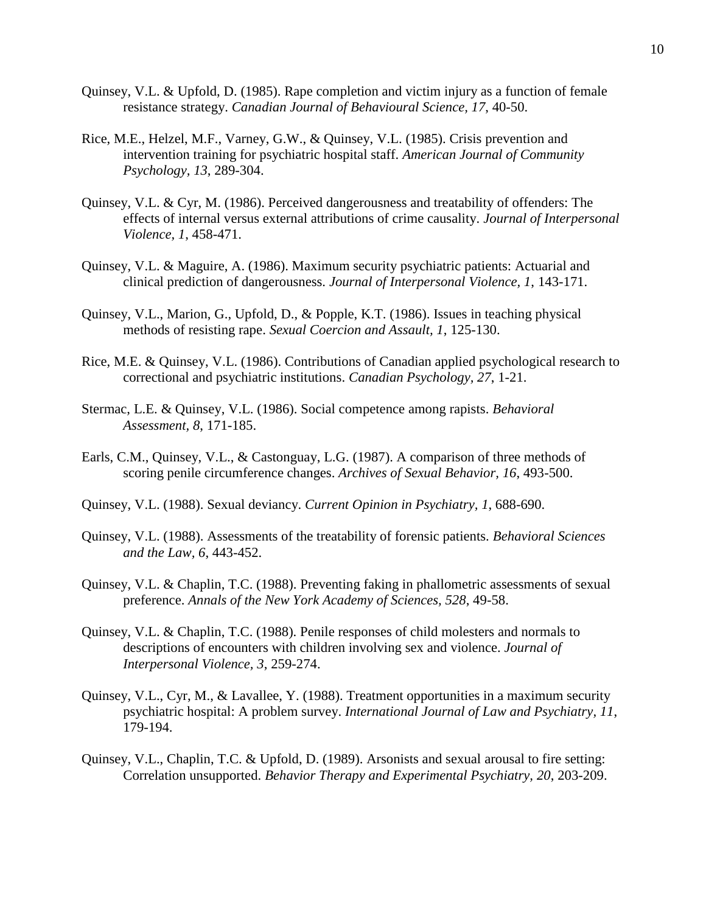Quinsey, V.L. & Upfold, D. (1985). Rape completion and victim injury as a function of female resistance strategy. *Canadian Journal of Behavioural Science, 17*, 40-50.

Rice, M.E., Helzel, M.F., Varney, G.W., & Quinsey, V.L. (1985). Crisis prevention and intervention training for psychiatric hospital staff. *American Journal of Community Psychology, 13*, 289-304.

Quinsey, V.L. & Cyr, M. (1986). Perceived dangerousness and treatability of offenders: The effects of internal versus external attributions of crime causality. *Journal of Interpersonal Violence, 1*, 458-471.

Quinsey, V.L. & Maguire, A. (1986). Maximum security psychiatric patients: Actuarial and clinical prediction of dangerousness. *Journal of Interpersonal Violence, 1*, 143-171.

Quinsey, V.L., Marion, G., Upfold, D., & Popple, K.T. (1986). Issues in teaching physical methods of resisting rape. *Sexual Coercion and Assault, 1*, 125-130.

Rice, M.E. & Quinsey, V.L. (1986). Contributions of Canadian applied psychological research to correctional and psychiatric institutions. *Canadian Psychology, 27*, 1-21.

Stermac, L.E. & Quinsey, V.L. (1986). Social competence among rapists. *Behavioral Assessment, 8*, 171-185.

Earls, C.M., Quinsey, V.L., & Castonguay, L.G. (1987). A comparison of three methods of scoring penile circumference changes. *Archives of Sexual Behavior, 16*, 493-500.

Quinsey, V.L. (1988). Sexual deviancy. *Current Opinion in Psychiatry, 1*, 688-690.

Quinsey, V.L. (1988). Assessments of the treatability of forensic patients. *Behavioral Sciences and the Law, 6*, 443-452.

Quinsey, V.L. & Chaplin, T.C. (1988). Preventing faking in phallometric assessments of sexual preference. *Annals of the New York Academy of Sciences, 528*, 49-58.

Quinsey, V.L. & Chaplin, T.C. (1988). Penile responses of child molesters and normals to descriptions of encounters with children involving sex and violence. *Journal of Interpersonal Violence, 3*, 259-274.

Quinsey, V.L., Cyr, M., & Lavallee, Y. (1988). Treatment opportunities in a maximum security psychiatric hospital: A problem survey. *International Journal of Law and Psychiatry, 11*, 179-194.

Quinsey, V.L., Chaplin, T.C. & Upfold, D. (1989). Arsonists and sexual arousal to fire setting: Correlation unsupported. *Behavior Therapy and Experimental Psychiatry, 20*, 203-209.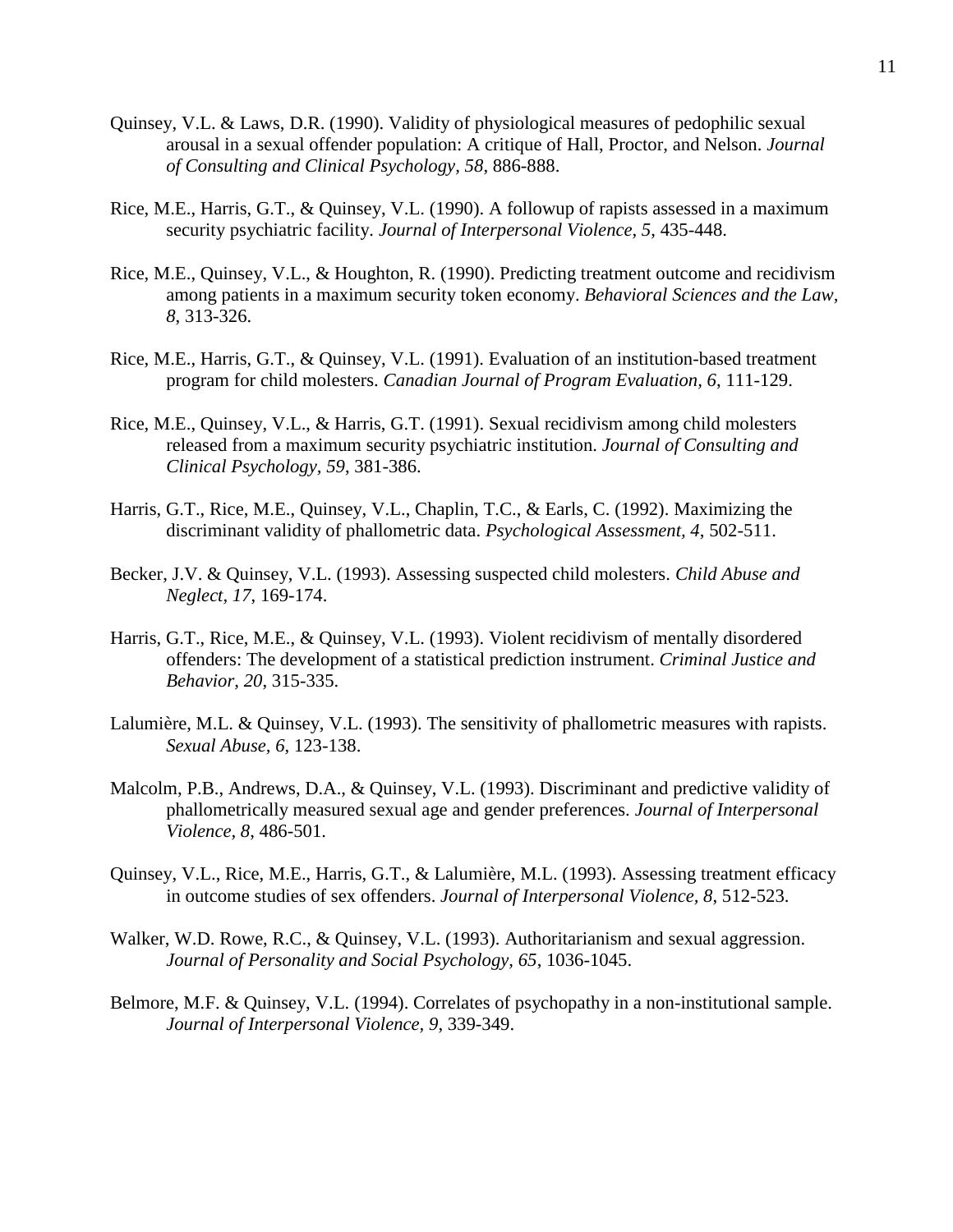Quinsey, V.L. & Laws, D.R. (1990). Validity of physiological measures of pedophilic sexual arousal in a sexual offender population: A critique of Hall, Proctor, and Nelson. *Journal of Consulting and Clinical Psychology, 58*, 886-888.

Rice, M.E., Harris, G.T., & Quinsey, V.L. (1990). A followup of rapists assessed in a maximum security psychiatric facility. *Journal of Interpersonal Violence, 5*, 435-448.

Rice, M.E., Quinsey, V.L., & Houghton, R. (1990). Predicting treatment outcome and recidivism among patients in a maximum security token economy. *Behavioral Sciences and the Law, 8*, 313-326.

Rice, M.E., Harris, G.T., & Quinsey, V.L. (1991). Evaluation of an institution-based treatment program for child molesters. *Canadian Journal of Program Evaluation, 6*, 111-129.

Rice, M.E., Quinsey, V.L., & Harris, G.T. (1991). Sexual recidivism among child molesters released from a maximum security psychiatric institution. *Journal of Consulting and Clinical Psychology, 59*, 381-386.

Harris, G.T., Rice, M.E., Quinsey, V.L., Chaplin, T.C., & Earls, C. (1992). Maximizing the discriminant validity of phallometric data. *Psychological Assessment, 4*, 502-511.

Becker, J.V. & Quinsey, V.L. (1993). Assessing suspected child molesters. *Child Abuse and Neglect, 17*, 169-174.

Harris, G.T., Rice, M.E., & Quinsey, V.L. (1993). Violent recidivism of mentally disordered offenders: The development of a statistical prediction instrument. *Criminal Justice and Behavior, 20*, 315-335.

Lalumière, M.L. & Quinsey, V.L. (1993). The sensitivity of phallometric measures with rapists. *Sexual Abuse, 6*, 123-138.

Malcolm, P.B., Andrews, D.A., & Quinsey, V.L. (1993). Discriminant and predictive validity of phallometrically measured sexual age and gender preferences. *Journal of Interpersonal Violence, 8*, 486-501.

Quinsey, V.L., Rice, M.E., Harris, G.T., & Lalumière, M.L. (1993). Assessing treatment efficacy in outcome studies of sex offenders. *Journal of Interpersonal Violence, 8*, 512-523.

Walker, W.D. Rowe, R.C., & Quinsey, V.L. (1993). Authoritarianism and sexual aggression. *Journal of Personality and Social Psychology, 65*, 1036-1045.

Belmore, M.F. & Quinsey, V.L. (1994). Correlates of psychopathy in a non-institutional sample. *Journal of Interpersonal Violence, 9*, 339-349.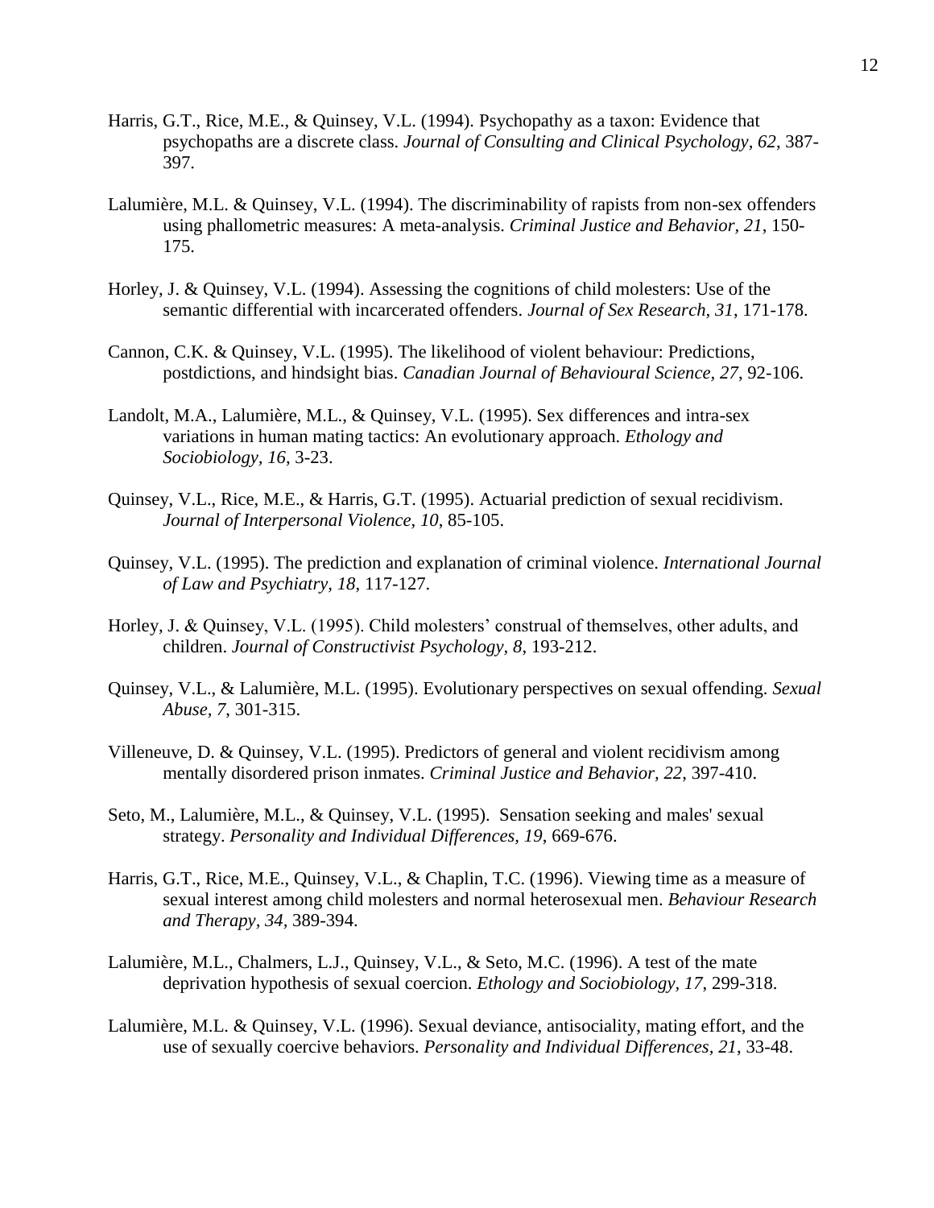Harris, G.T., Rice, M.E., & Quinsey, V.L. (1994). Psychopathy as a taxon: Evidence that psychopaths are a discrete class. *Journal of Consulting and Clinical Psychology, 62*, 387-397.

Lalumière, M.L. & Quinsey, V.L. (1994). The discriminability of rapists from non-sex offenders using phallometric measures: A meta-analysis. *Criminal Justice and Behavior, 21*, 150-175.

Horley, J. & Quinsey, V.L. (1994). Assessing the cognitions of child molesters: Use of the semantic differential with incarcerated offenders. *Journal of Sex Research, 31*, 171-178.

Cannon, C.K. & Quinsey, V.L. (1995). The likelihood of violent behaviour: Predictions, postdictions, and hindsight bias. *Canadian Journal of Behavioural Science, 27*, 92-106.

Landolt, M.A., Lalumière, M.L., & Quinsey, V.L. (1995). Sex differences and intra-sex variations in human mating tactics: An evolutionary approach. *Ethology and Sociobiology, 16*, 3-23.

Quinsey, V.L., Rice, M.E., & Harris, G.T. (1995). Actuarial prediction of sexual recidivism. *Journal of Interpersonal Violence, 10*, 85-105.

Quinsey, V.L. (1995). The prediction and explanation of criminal violence. *International Journal of Law and Psychiatry, 18*, 117-127.

Horley, J. & Quinsey, V.L. (1995). Child molesters' construal of themselves, other adults, and children. *Journal of Constructivist Psychology, 8*, 193-212.

Quinsey, V.L., & Lalumière, M.L. (1995). Evolutionary perspectives on sexual offending. *Sexual Abuse, 7*, 301-315.

Villeneuve, D. & Quinsey, V.L. (1995). Predictors of general and violent recidivism among mentally disordered prison inmates. *Criminal Justice and Behavior, 22*, 397-410.

Seto, M., Lalumière, M.L., & Quinsey, V.L. (1995). Sensation seeking and males' sexual strategy. *Personality and Individual Differences, 19*, 669-676.

Harris, G.T., Rice, M.E., Quinsey, V.L., & Chaplin, T.C. (1996). Viewing time as a measure of sexual interest among child molesters and normal heterosexual men. *Behaviour Research and Therapy, 34*, 389-394.

Lalumière, M.L., Chalmers, L.J., Quinsey, V.L., & Seto, M.C. (1996). A test of the mate deprivation hypothesis of sexual coercion. *Ethology and Sociobiology, 17*, 299-318.

Lalumière, M.L. & Quinsey, V.L. (1996). Sexual deviance, antisociality, mating effort, and the use of sexually coercive behaviors. *Personality and Individual Differences, 21*, 33-48.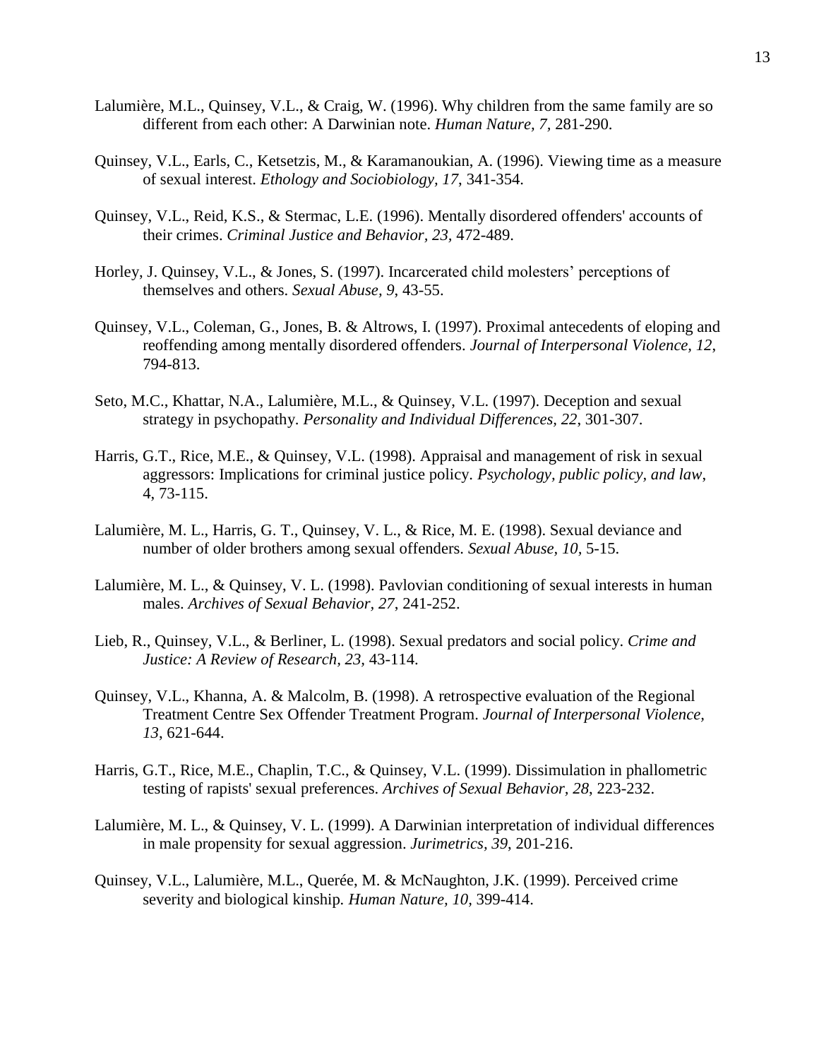Lalumière, M.L., Quinsey, V.L., & Craig, W. (1996). Why children from the same family are so different from each other: A Darwinian note. *Human Nature, 7,* 281-290.

Quinsey, V.L., Earls, C., Ketsetzis, M., & Karamanoukian, A. (1996). Viewing time as a measure of sexual interest. *Ethology and Sociobiology, 17,* 341-354.

Quinsey, V.L., Reid, K.S., & Stermac, L.E. (1996). Mentally disordered offenders' accounts of their crimes. *Criminal Justice and Behavior, 23,* 472-489.

Horley, J. Quinsey, V.L., & Jones, S. (1997). Incarcerated child molesters' perceptions of themselves and others. *Sexual Abuse, 9*, 43-55.

Quinsey, V.L., Coleman, G., Jones, B. & Altrows, I. (1997). Proximal antecedents of eloping and reoffending among mentally disordered offenders. *Journal of Interpersonal Violence, 12*, 794-813.

Seto, M.C., Khattar, N.A., Lalumière, M.L., & Quinsey, V.L. (1997). Deception and sexual strategy in psychopathy. *Personality and Individual Differences, 22,* 301-307.

Harris, G.T., Rice, M.E., & Quinsey, V.L. (1998). Appraisal and management of risk in sexual aggressors: Implications for criminal justice policy. *Psychology, public policy, and law*, 4, 73-115.

Lalumière, M. L., Harris, G. T., Quinsey, V. L., & Rice, M. E. (1998). Sexual deviance and number of older brothers among sexual offenders. *Sexual Abuse, 10,* 5-15.

Lalumière, M. L., & Quinsey, V. L. (1998). Pavlovian conditioning of sexual interests in human males. *Archives of Sexual Behavior, 27*, 241-252.

Lieb, R., Quinsey, V.L., & Berliner, L. (1998). Sexual predators and social policy. *Crime and Justice: A Review of Research, 23,* 43-114.

Quinsey, V.L., Khanna, A. & Malcolm, B. (1998). A retrospective evaluation of the Regional Treatment Centre Sex Offender Treatment Program. *Journal of Interpersonal Violence, 13*, 621-644.

Harris, G.T., Rice, M.E., Chaplin, T.C., & Quinsey, V.L. (1999). Dissimulation in phallometric testing of rapists' sexual preferences. *Archives of Sexual Behavior, 28*, 223-232.

Lalumière, M. L., & Quinsey, V. L. (1999). A Darwinian interpretation of individual differences in male propensity for sexual aggression. *Jurimetrics, 39*, 201-216.

Quinsey, V.L., Lalumière, M.L., Querée, M. & McNaughton, J.K. (1999). Perceived crime severity and biological kinship. *Human Nature, 10*, 399-414.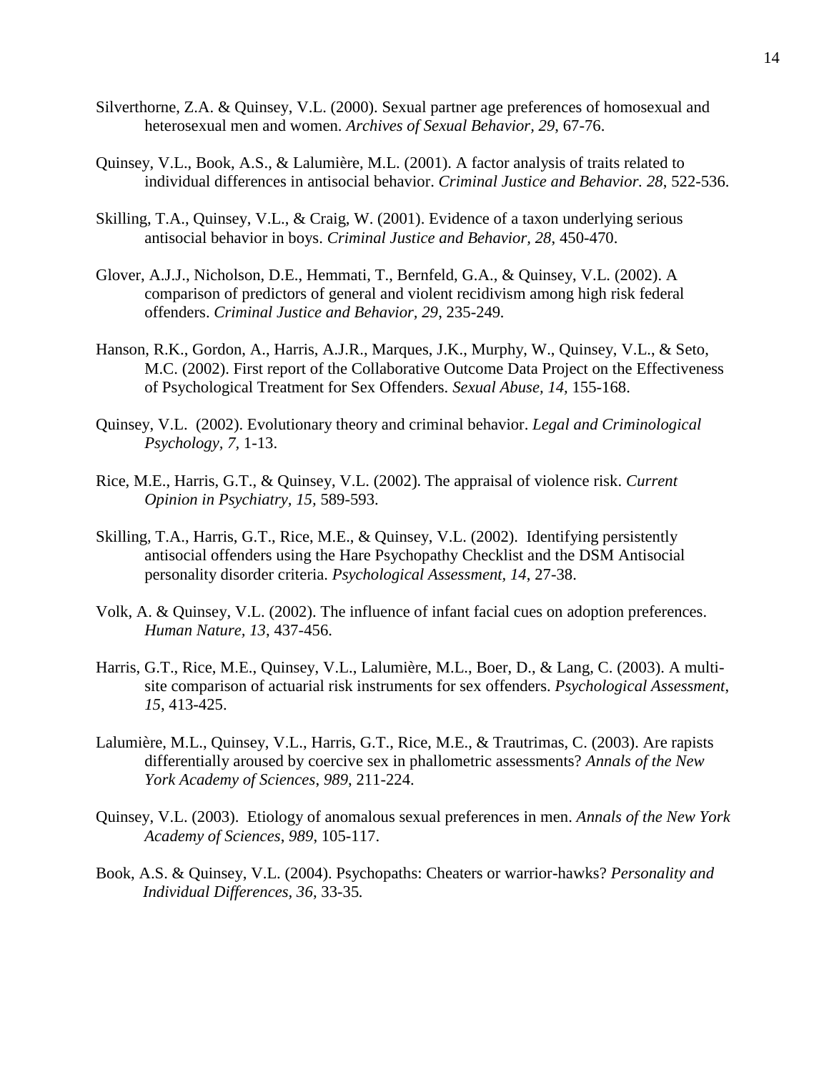Silverthorne, Z.A. & Quinsey, V.L. (2000). Sexual partner age preferences of homosexual and heterosexual men and women. *Archives of Sexual Behavior, 29*, 67-76.

Quinsey, V.L., Book, A.S., & Lalumière, M.L. (2001). A factor analysis of traits related to individual differences in antisocial behavior. *Criminal Justice and Behavior. 28*, 522-536.

Skilling, T.A., Quinsey, V.L., & Craig, W. (2001). Evidence of a taxon underlying serious antisocial behavior in boys. *Criminal Justice and Behavior, 28*, 450-470.

Glover, A.J.J., Nicholson, D.E., Hemmati, T., Bernfeld, G.A., & Quinsey, V.L. (2002). A comparison of predictors of general and violent recidivism among high risk federal offenders. *Criminal Justice and Behavior, 29*, 235-249.

Hanson, R.K., Gordon, A., Harris, A.J.R., Marques, J.K., Murphy, W., Quinsey, V.L., & Seto, M.C. (2002). First report of the Collaborative Outcome Data Project on the Effectiveness of Psychological Treatment for Sex Offenders. *Sexual Abuse, 14,* 155-168.

Quinsey, V.L. (2002). Evolutionary theory and criminal behavior. *Legal and Criminological Psychology, 7,* 1-13.

Rice, M.E., Harris, G.T., & Quinsey, V.L. (2002). The appraisal of violence risk. *Current Opinion in Psychiatry, 15,* 589-593.

Skilling, T.A., Harris, G.T., Rice, M.E., & Quinsey, V.L. (2002). Identifying persistently antisocial offenders using the Hare Psychopathy Checklist and the DSM Antisocial personality disorder criteria. *Psychological Assessment, 14*, 27-38.

Volk, A. & Quinsey, V.L. (2002). The influence of infant facial cues on adoption preferences. *Human Nature, 13*, 437-456.

Harris, G.T., Rice, M.E., Quinsey, V.L., Lalumière, M.L., Boer, D., & Lang, C. (2003). A multi-site comparison of actuarial risk instruments for sex offenders. *Psychological Assessment, 15*, 413-425.

Lalumière, M.L., Quinsey, V.L., Harris, G.T., Rice, M.E., & Trautrimas, C. (2003). Are rapists differentially aroused by coercive sex in phallometric assessments? *Annals of the New York Academy of Sciences, 989*, 211-224.

Quinsey, V.L. (2003). Etiology of anomalous sexual preferences in men. *Annals of the New York Academy of Sciences, 989*, 105-117.

Book, A.S. & Quinsey, V.L. (2004). Psychopaths: Cheaters or warrior-hawks? *Personality and Individual Differences, 36*, 33-35.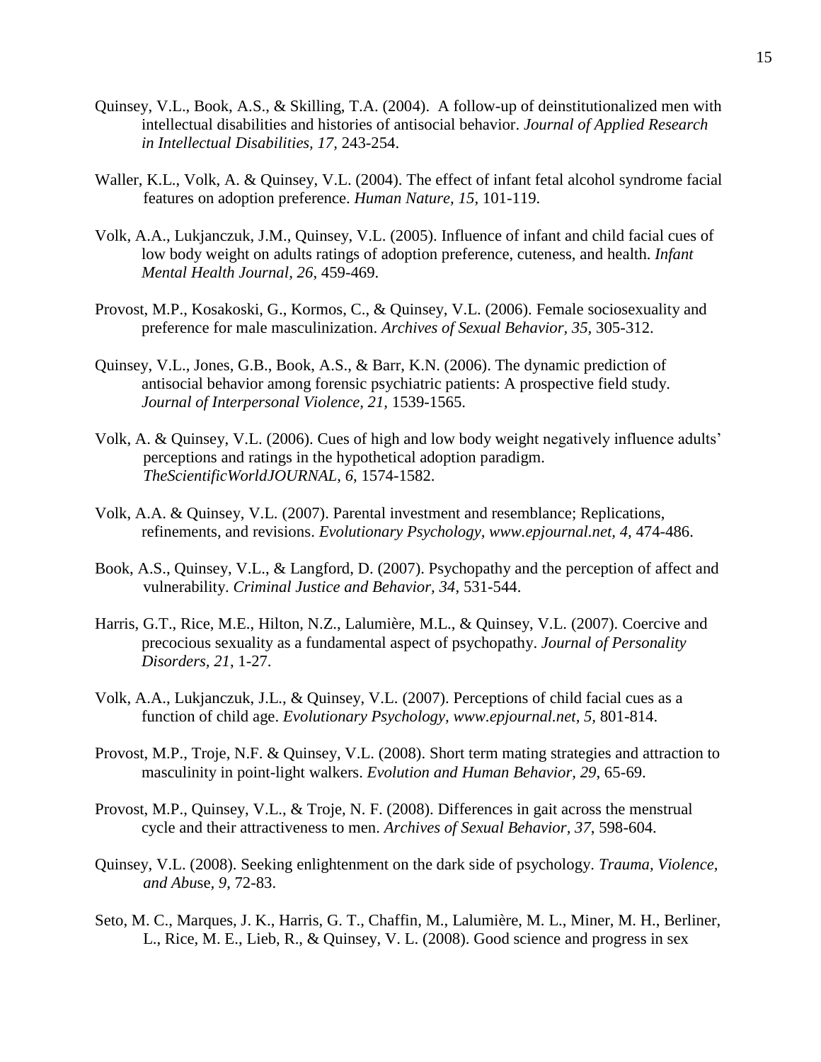Quinsey, V.L., Book, A.S., & Skilling, T.A. (2004). A follow-up of deinstitutionalized men with intellectual disabilities and histories of antisocial behavior. *Journal of Applied Research in Intellectual Disabilities, 17*, 243-254.

Waller, K.L., Volk, A. & Quinsey, V.L. (2004). The effect of infant fetal alcohol syndrome facial features on adoption preference. *Human Nature, 15*, 101-119.

Volk, A.A., Lukjanczuk, J.M., Quinsey, V.L. (2005). Influence of infant and child facial cues of low body weight on adults ratings of adoption preference, cuteness, and health. *Infant Mental Health Journal, 26*, 459-469.

Provost, M.P., Kosakoski, G., Kormos, C., & Quinsey, V.L. (2006). Female sociosexuality and preference for male masculinization. *Archives of Sexual Behavior, 35*, 305-312.

Quinsey, V.L., Jones, G.B., Book, A.S., & Barr, K.N. (2006). The dynamic prediction of antisocial behavior among forensic psychiatric patients: A prospective field study. *Journal of Interpersonal Violence, 21*, 1539-1565.

Volk, A. & Quinsey, V.L. (2006). Cues of high and low body weight negatively influence adults' perceptions and ratings in the hypothetical adoption paradigm. *TheScientificWorldJOURNAL, 6*, 1574-1582.

Volk, A.A. & Quinsey, V.L. (2007). Parental investment and resemblance; Replications, refinements, and revisions. *Evolutionary Psychology, www.epjournal.net, 4,* 474-486.

Book, A.S., Quinsey, V.L., & Langford, D. (2007). Psychopathy and the perception of affect and vulnerability. *Criminal Justice and Behavior, 34*, 531-544.

Harris, G.T., Rice, M.E., Hilton, N.Z., Lalumière, M.L., & Quinsey, V.L. (2007). Coercive and precocious sexuality as a fundamental aspect of psychopathy. *Journal of Personality Disorders, 21*, 1-27.

Volk, A.A., Lukjanczuk, J.L., & Quinsey, V.L. (2007). Perceptions of child facial cues as a function of child age. *Evolutionary Psychology, www.epjournal.net, 5,* 801-814.

Provost, M.P., Troje, N.F. & Quinsey, V.L. (2008). Short term mating strategies and attraction to masculinity in point-light walkers. *Evolution and Human Behavior, 29*, 65-69.

Provost, M.P., Quinsey, V.L., & Troje, N. F. (2008). Differences in gait across the menstrual cycle and their attractiveness to men. *Archives of Sexual Behavior, 37*, 598-604.

Quinsey, V.L. (2008). Seeking enlightenment on the dark side of psychology. *Trauma, Violence, and Abuse, 9*, 72-83.

Seto, M. C., Marques, J. K., Harris, G. T., Chaffin, M., Lalumière, M. L., Miner, M. H., Berliner, L., Rice, M. E., Lieb, R., & Quinsey, V. L. (2008). Good science and progress in sex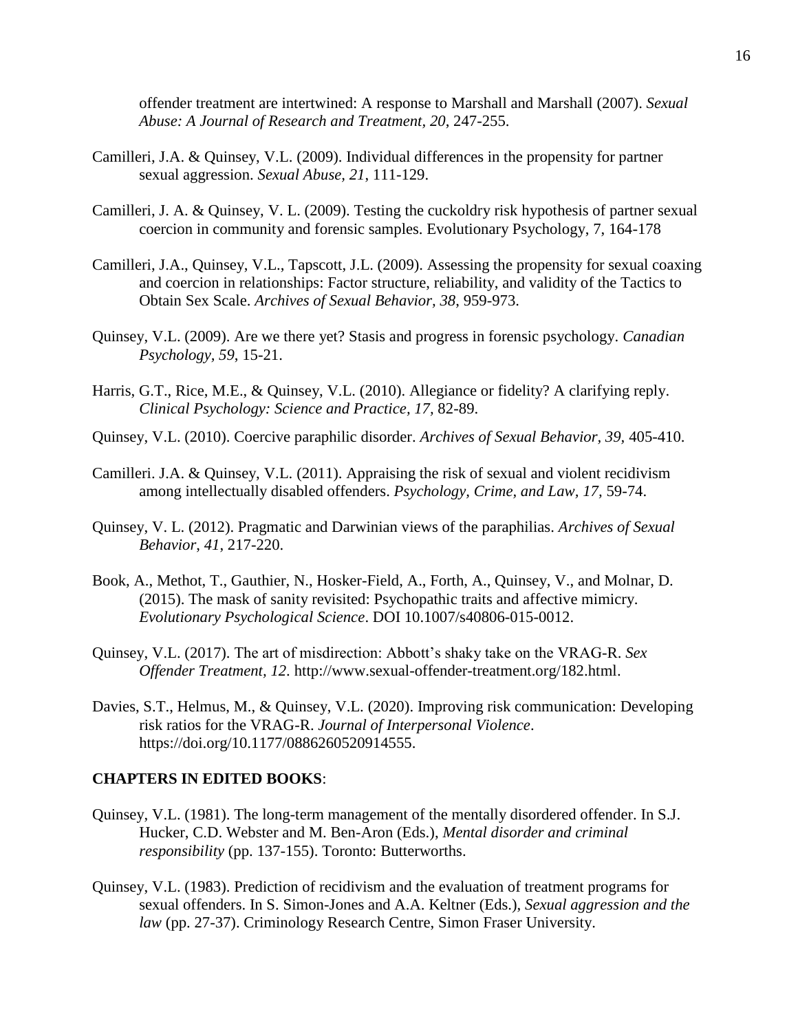offender treatment are intertwined: A response to Marshall and Marshall (2007). *Sexual Abuse: A Journal of Research and Treatment, 20*, 247-255.

Camilleri, J.A. & Quinsey, V.L. (2009). Individual differences in the propensity for partner sexual aggression. *Sexual Abuse, 21*, 111-129.

Camilleri, J. A. & Quinsey, V. L. (2009). Testing the cuckoldry risk hypothesis of partner sexual coercion in community and forensic samples. Evolutionary Psychology, 7, 164-178

Camilleri, J.A., Quinsey, V.L., Tapscott, J.L. (2009). Assessing the propensity for sexual coaxing and coercion in relationships: Factor structure, reliability, and validity of the Tactics to Obtain Sex Scale. *Archives of Sexual Behavior, 38*, 959-973.

Quinsey, V.L. (2009). Are we there yet? Stasis and progress in forensic psychology. *Canadian Psychology, 59*, 15-21.

Harris, G.T., Rice, M.E., & Quinsey, V.L. (2010). Allegiance or fidelity? A clarifying reply. *Clinical Psychology: Science and Practice, 17*, 82-89.

Quinsey, V.L. (2010). Coercive paraphilic disorder. *Archives of Sexual Behavior, 39*, 405-410.

Camilleri. J.A. & Quinsey, V.L. (2011). Appraising the risk of sexual and violent recidivism among intellectually disabled offenders. *Psychology, Crime, and Law, 17*, 59-74.

Quinsey, V. L. (2012). Pragmatic and Darwinian views of the paraphilias. *Archives of Sexual Behavior, 41*, 217-220.

Book, A., Methot, T., Gauthier, N., Hosker-Field, A., Forth, A., Quinsey, V., and Molnar, D. (2015). The mask of sanity revisited: Psychopathic traits and affective mimicry. *Evolutionary Psychological Science*. DOI 10.1007/s40806-015-0012.

Quinsey, V.L. (2017). The art of misdirection: Abbott's shaky take on the VRAG-R. *Sex Offender Treatment, 12*. http://www.sexual-offender-treatment.org/182.html.

Davies, S.T., Helmus, M., & Quinsey, V.L. (2020). Improving risk communication: Developing risk ratios for the VRAG-R. *Journal of Interpersonal Violence*. https://doi.org/10.1177/0886260520914555.

**CHAPTERS IN EDITED BOOKS**:

Quinsey, V.L. (1981). The long-term management of the mentally disordered offender. In S.J. Hucker, C.D. Webster and M. Ben-Aron (Eds.), *Mental disorder and criminal responsibility* (pp. 137-155). Toronto: Butterworths.

Quinsey, V.L. (1983). Prediction of recidivism and the evaluation of treatment programs for sexual offenders. In S. Simon-Jones and A.A. Keltner (Eds.), *Sexual aggression and the law* (pp. 27-37). Criminology Research Centre, Simon Fraser University.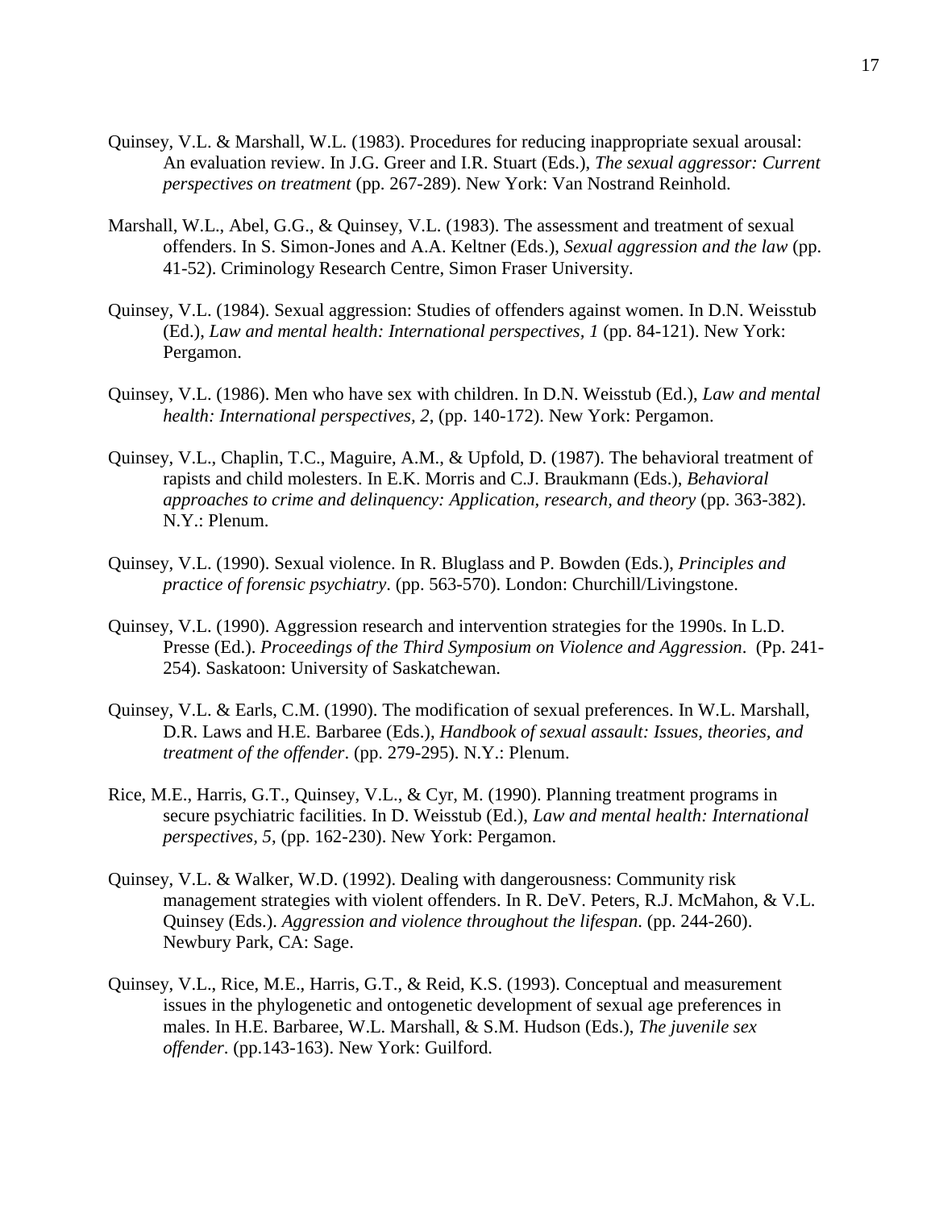Quinsey, V.L. & Marshall, W.L. (1983). Procedures for reducing inappropriate sexual arousal: An evaluation review. In J.G. Greer and I.R. Stuart (Eds.), *The sexual aggressor: Current perspectives on treatment* (pp. 267-289). New York: Van Nostrand Reinhold.

Marshall, W.L., Abel, G.G., & Quinsey, V.L. (1983). The assessment and treatment of sexual offenders. In S. Simon-Jones and A.A. Keltner (Eds.), *Sexual aggression and the law* (pp. 41-52). Criminology Research Centre, Simon Fraser University.

Quinsey, V.L. (1984). Sexual aggression: Studies of offenders against women. In D.N. Weisstub (Ed.), *Law and mental health: International perspectives, 1* (pp. 84-121). New York: Pergamon.

Quinsey, V.L. (1986). Men who have sex with children. In D.N. Weisstub (Ed.), *Law and mental health: International perspectives, 2*, (pp. 140-172). New York: Pergamon.

Quinsey, V.L., Chaplin, T.C., Maguire, A.M., & Upfold, D. (1987). The behavioral treatment of rapists and child molesters. In E.K. Morris and C.J. Braukmann (Eds.), *Behavioral approaches to crime and delinquency: Application, research, and theory* (pp. 363-382). N.Y.: Plenum.

Quinsey, V.L. (1990). Sexual violence. In R. Bluglass and P. Bowden (Eds.), *Principles and practice of forensic psychiatry*. (pp. 563-570). London: Churchill/Livingstone.

Quinsey, V.L. (1990). Aggression research and intervention strategies for the 1990s. In L.D. Presse (Ed.). *Proceedings of the Third Symposium on Violence and Aggression*. (Pp. 241-254). Saskatoon: University of Saskatchewan.

Quinsey, V.L. & Earls, C.M. (1990). The modification of sexual preferences. In W.L. Marshall, D.R. Laws and H.E. Barbaree (Eds.), *Handbook of sexual assault: Issues, theories, and treatment of the offender*. (pp. 279-295). N.Y.: Plenum.

Rice, M.E., Harris, G.T., Quinsey, V.L., & Cyr, M. (1990). Planning treatment programs in secure psychiatric facilities. In D. Weisstub (Ed.), *Law and mental health: International perspectives, 5*, (pp. 162-230). New York: Pergamon.

Quinsey, V.L. & Walker, W.D. (1992). Dealing with dangerousness: Community risk management strategies with violent offenders. In R. DeV. Peters, R.J. McMahon, & V.L. Quinsey (Eds.). *Aggression and violence throughout the lifespan*. (pp. 244-260). Newbury Park, CA: Sage.

Quinsey, V.L., Rice, M.E., Harris, G.T., & Reid, K.S. (1993). Conceptual and measurement issues in the phylogenetic and ontogenetic development of sexual age preferences in males. In H.E. Barbaree, W.L. Marshall, & S.M. Hudson (Eds.), *The juvenile sex offender*. (pp.143-163). New York: Guilford.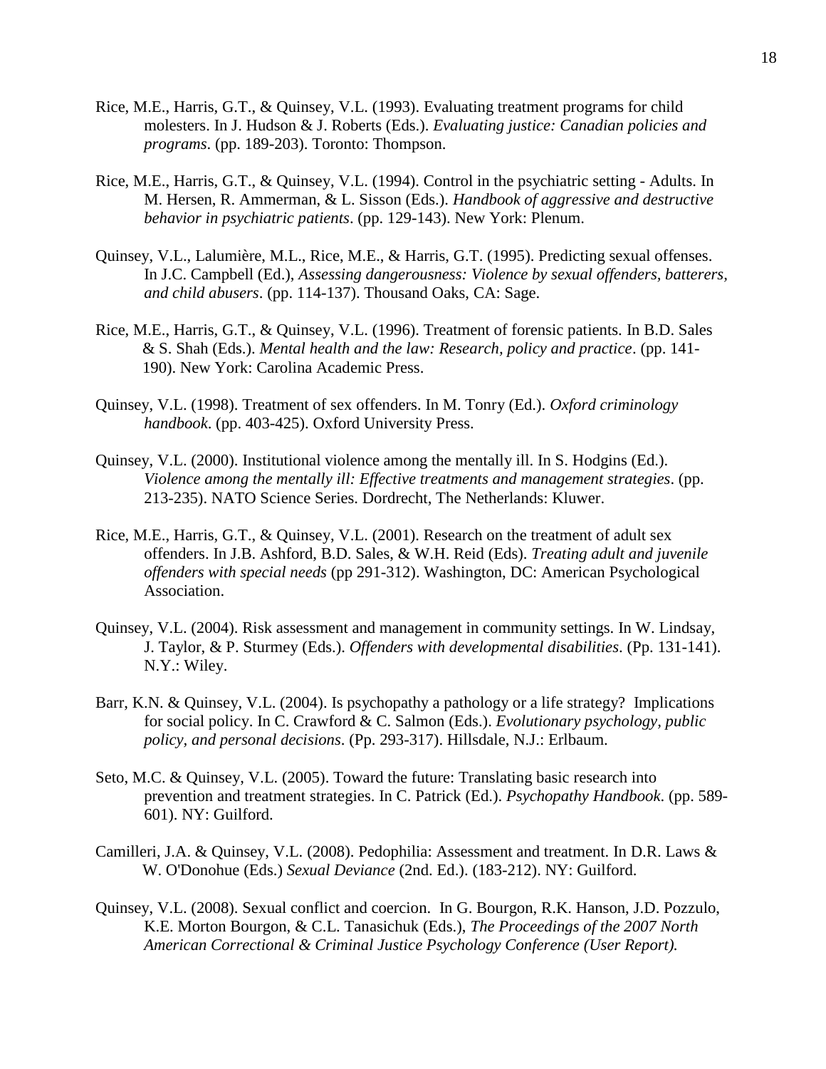Rice, M.E., Harris, G.T., & Quinsey, V.L. (1993). Evaluating treatment programs for child molesters. In J. Hudson & J. Roberts (Eds.). *Evaluating justice: Canadian policies and programs*. (pp. 189-203). Toronto: Thompson.

Rice, M.E., Harris, G.T., & Quinsey, V.L. (1994). Control in the psychiatric setting - Adults. In M. Hersen, R. Ammerman, & L. Sisson (Eds.). *Handbook of aggressive and destructive behavior in psychiatric patients*. (pp. 129-143). New York: Plenum.

Quinsey, V.L., Lalumière, M.L., Rice, M.E., & Harris, G.T. (1995). Predicting sexual offenses. In J.C. Campbell (Ed.), *Assessing dangerousness: Violence by sexual offenders, batterers, and child abusers*. (pp. 114-137). Thousand Oaks, CA: Sage.

Rice, M.E., Harris, G.T., & Quinsey, V.L. (1996). Treatment of forensic patients. In B.D. Sales & S. Shah (Eds.). *Mental health and the law: Research, policy and practice*. (pp. 141-190). New York: Carolina Academic Press.

Quinsey, V.L. (1998). Treatment of sex offenders. In M. Tonry (Ed.). *Oxford criminology handbook*. (pp. 403-425). Oxford University Press.

Quinsey, V.L. (2000). Institutional violence among the mentally ill. In S. Hodgins (Ed.). *Violence among the mentally ill: Effective treatments and management strategies*. (pp. 213-235). NATO Science Series. Dordrecht, The Netherlands: Kluwer.

Rice, M.E., Harris, G.T., & Quinsey, V.L. (2001). Research on the treatment of adult sex offenders. In J.B. Ashford, B.D. Sales, & W.H. Reid (Eds). *Treating adult and juvenile offenders with special needs* (pp 291-312). Washington, DC: American Psychological Association.

Quinsey, V.L. (2004). Risk assessment and management in community settings. In W. Lindsay, J. Taylor, & P. Sturmey (Eds.). *Offenders with developmental disabilities*. (Pp. 131-141). N.Y.: Wiley.

Barr, K.N. & Quinsey, V.L. (2004). Is psychopathy a pathology or a life strategy? Implications for social policy. In C. Crawford & C. Salmon (Eds.). *Evolutionary psychology, public policy, and personal decisions*. (Pp. 293-317). Hillsdale, N.J.: Erlbaum.

Seto, M.C. & Quinsey, V.L. (2005). Toward the future: Translating basic research into prevention and treatment strategies. In C. Patrick (Ed.). *Psychopathy Handbook*. (pp. 589-601). NY: Guilford.

Camilleri, J.A. & Quinsey, V.L. (2008). Pedophilia: Assessment and treatment. In D.R. Laws & W. O'Donohue (Eds.) *Sexual Deviance* (2nd. Ed.). (183-212). NY: Guilford.

Quinsey, V.L. (2008). Sexual conflict and coercion. In G. Bourgon, R.K. Hanson, J.D. Pozzulo, K.E. Morton Bourgon, & C.L. Tanasichuk (Eds.), *The Proceedings of the 2007 North American Correctional & Criminal Justice Psychology Conference (User Report).*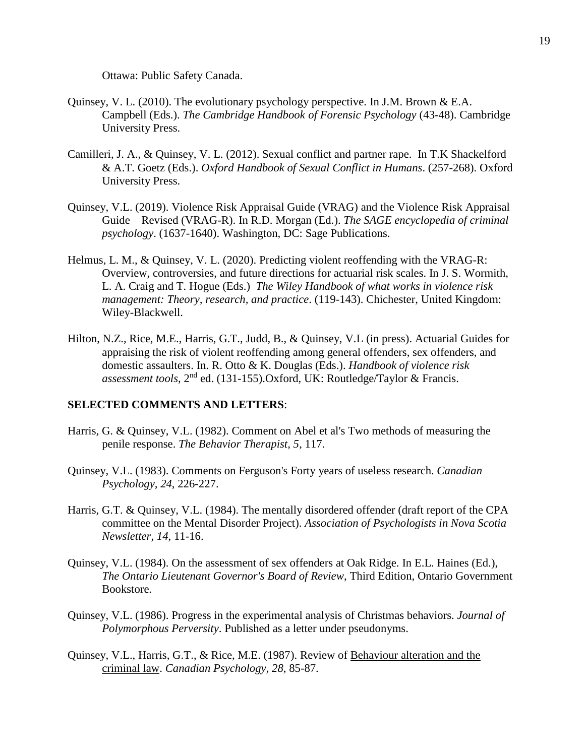Ottawa: Public Safety Canada.

Quinsey, V. L. (2010). The evolutionary psychology perspective. In J.M. Brown & E.A. Campbell (Eds.). *The Cambridge Handbook of Forensic Psychology* (43-48). Cambridge University Press.

Camilleri, J. A., & Quinsey, V. L. (2012). Sexual conflict and partner rape. In T.K Shackelford & A.T. Goetz (Eds.). *Oxford Handbook of Sexual Conflict in Humans*. (257-268). Oxford University Press.

Quinsey, V.L. (2019). Violence Risk Appraisal Guide (VRAG) and the Violence Risk Appraisal Guide—Revised (VRAG-R). In R.D. Morgan (Ed.). *The SAGE encyclopedia of criminal psychology*. (1637-1640). Washington, DC: Sage Publications.

Helmus, L. M., & Quinsey, V. L. (2020). Predicting violent reoffending with the VRAG-R: Overview, controversies, and future directions for actuarial risk scales. In J. S. Wormith, L. A. Craig and T. Hogue (Eds.) *The Wiley Handbook of what works in violence risk management: Theory, research, and practice*. (119-143). Chichester, United Kingdom: Wiley-Blackwell.

Hilton, N.Z., Rice, M.E., Harris, G.T., Judd, B., & Quinsey, V.L (in press). Actuarial Guides for appraising the risk of violent reoffending among general offenders, sex offenders, and domestic assaulters. In. R. Otto & K. Douglas (Eds.). *Handbook of violence risk assessment tools*, 2nd ed. (131-155).Oxford, UK: Routledge/Taylor & Francis.

**SELECTED COMMENTS AND LETTERS**:

Harris, G. & Quinsey, V.L. (1982). Comment on Abel et al's Two methods of measuring the penile response. *The Behavior Therapist, 5*, 117.

Quinsey, V.L. (1983). Comments on Ferguson's Forty years of useless research. *Canadian Psychology, 24*, 226-227.

Harris, G.T. & Quinsey, V.L. (1984). The mentally disordered offender (draft report of the CPA committee on the Mental Disorder Project). *Association of Psychologists in Nova Scotia Newsletter, 14*, 11-16.

Quinsey, V.L. (1984). On the assessment of sex offenders at Oak Ridge. In E.L. Haines (Ed.), *The Ontario Lieutenant Governor's Board of Review*, Third Edition, Ontario Government Bookstore.

Quinsey, V.L. (1986). Progress in the experimental analysis of Christmas behaviors. *Journal of Polymorphous Perversity*. Published as a letter under pseudonyms.

Quinsey, V.L., Harris, G.T., & Rice, M.E. (1987). Review of Behaviour alteration and the criminal law. *Canadian Psychology, 28*, 85-87.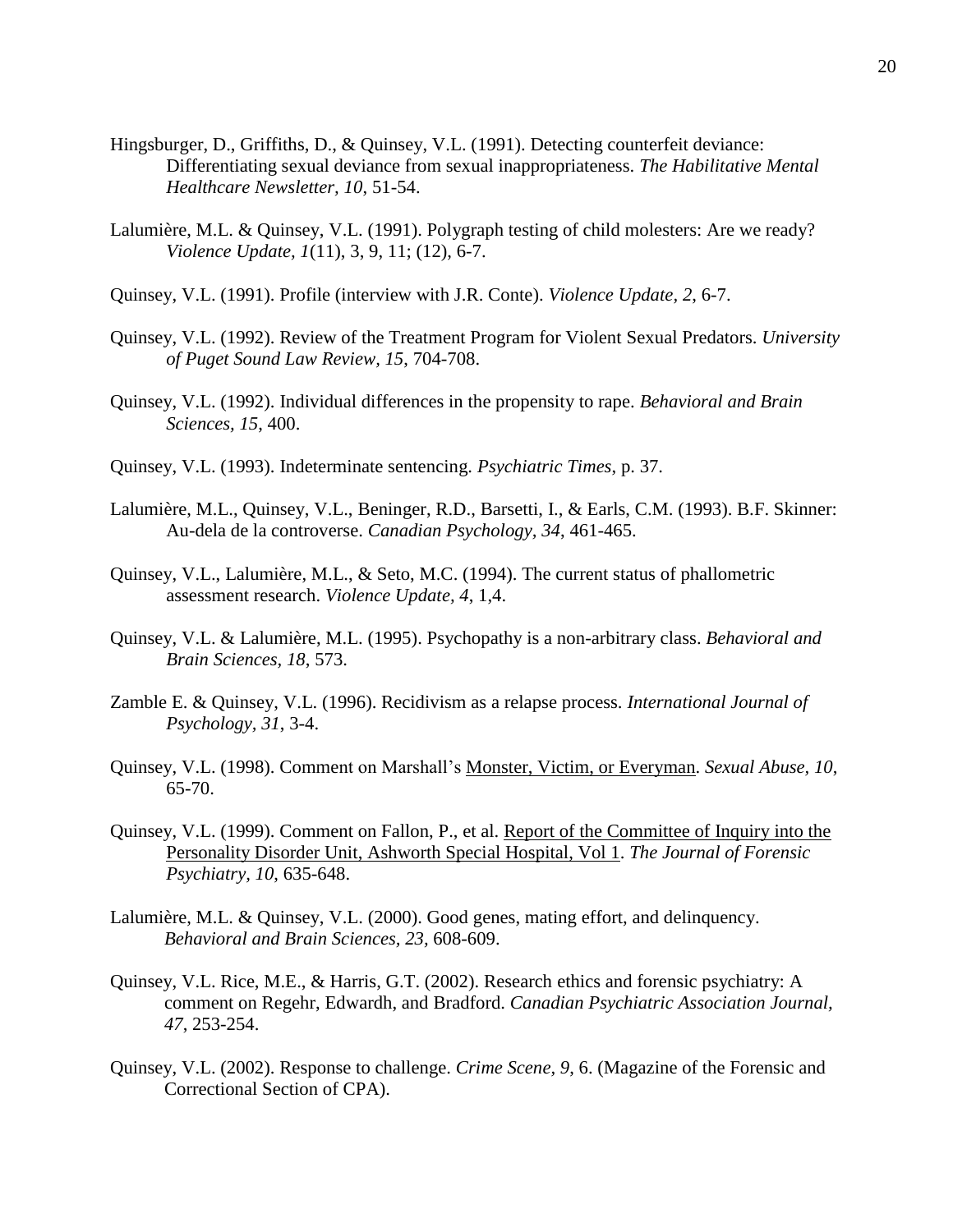Hingsburger, D., Griffiths, D., & Quinsey, V.L. (1991). Detecting counterfeit deviance: Differentiating sexual deviance from sexual inappropriateness. *The Habilitative Mental Healthcare Newsletter, 10,* 51-54.

Lalumière, M.L. & Quinsey, V.L. (1991). Polygraph testing of child molesters: Are we ready? *Violence Update, 1*(11), 3, 9, 11; (12), 6-7.

Quinsey, V.L. (1991). Profile (interview with J.R. Conte). *Violence Update, 2*, 6-7.

Quinsey, V.L. (1992). Review of the Treatment Program for Violent Sexual Predators. *University of Puget Sound Law Review, 15*, 704-708.

Quinsey, V.L. (1992). Individual differences in the propensity to rape. *Behavioral and Brain Sciences, 15*, 400.

Quinsey, V.L. (1993). Indeterminate sentencing. *Psychiatric Times*, p. 37.

Lalumière, M.L., Quinsey, V.L., Beninger, R.D., Barsetti, I., & Earls, C.M. (1993). B.F. Skinner: Au-dela de la controverse. *Canadian Psychology, 34*, 461-465.

Quinsey, V.L., Lalumière, M.L., & Seto, M.C. (1994). The current status of phallometric assessment research. *Violence Update, 4*, 1,4.

Quinsey, V.L. & Lalumière, M.L. (1995). Psychopathy is a non-arbitrary class. *Behavioral and Brain Sciences, 18*, 573.

Zamble E. & Quinsey, V.L. (1996). Recidivism as a relapse process. *International Journal of Psychology, 31*, 3-4.

Quinsey, V.L. (1998). Comment on Marshall's Monster, Victim, or Everyman. *Sexual Abuse, 10*, 65-70.

Quinsey, V.L. (1999). Comment on Fallon, P., et al. Report of the Committee of Inquiry into the Personality Disorder Unit, Ashworth Special Hospital, Vol 1. *The Journal of Forensic Psychiatry, 10*, 635-648.

Lalumière, M.L. & Quinsey, V.L. (2000). Good genes, mating effort, and delinquency. *Behavioral and Brain Sciences, 23,* 608-609.

Quinsey, V.L. Rice, M.E., & Harris, G.T. (2002). Research ethics and forensic psychiatry: A comment on Regehr, Edwardh, and Bradford. *Canadian Psychiatric Association Journal, 47*, 253-254.

Quinsey, V.L. (2002). Response to challenge. *Crime Scene, 9*, 6. (Magazine of the Forensic and Correctional Section of CPA).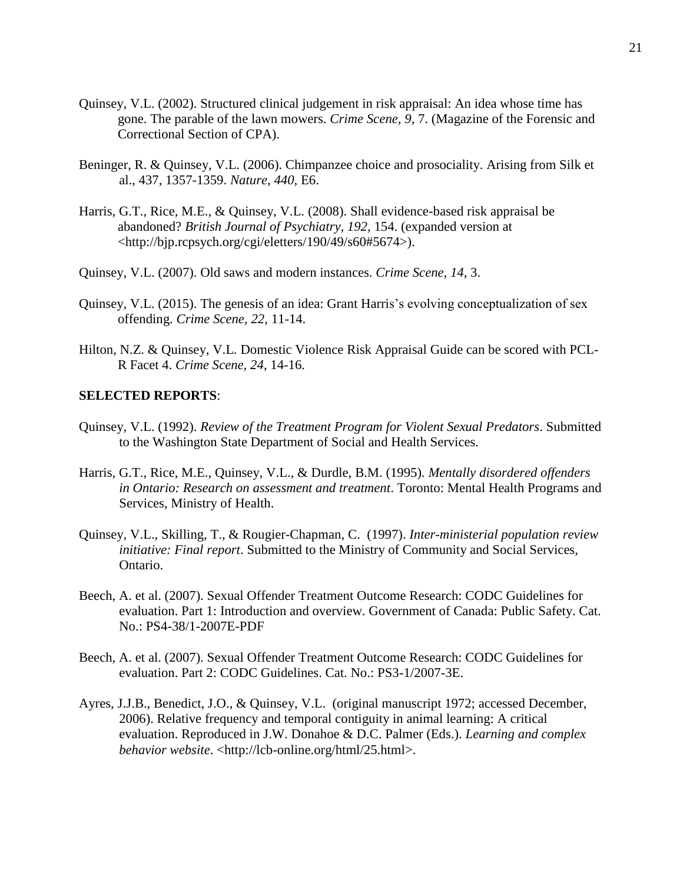Quinsey, V.L. (2002). Structured clinical judgement in risk appraisal: An idea whose time has gone. The parable of the lawn mowers. *Crime Scene, 9*, 7. (Magazine of the Forensic and Correctional Section of CPA).

Beninger, R. & Quinsey, V.L. (2006). Chimpanzee choice and prosociality. Arising from Silk et al., 437, 1357-1359. *Nature, 440*, E6.

Harris, G.T., Rice, M.E., & Quinsey, V.L. (2008). Shall evidence-based risk appraisal be abandoned? *British Journal of Psychiatry, 192*, 154. (expanded version at <http://bjp.rcpsych.org/cgi/eletters/190/49/s60#5674>).

Quinsey, V.L. (2007). Old saws and modern instances. *Crime Scene, 14*, 3.

Quinsey, V.L. (2015). The genesis of an idea: Grant Harris's evolving conceptualization of sex offending. *Crime Scene, 22*, 11-14.

Hilton, N.Z. & Quinsey, V.L. Domestic Violence Risk Appraisal Guide can be scored with PCL-R Facet 4. *Crime Scene, 24*, 14-16.

**SELECTED REPORTS**:

Quinsey, V.L. (1992). *Review of the Treatment Program for Violent Sexual Predators*. Submitted to the Washington State Department of Social and Health Services.

Harris, G.T., Rice, M.E., Quinsey, V.L., & Durdle, B.M. (1995). *Mentally disordered offenders in Ontario: Research on assessment and treatment*. Toronto: Mental Health Programs and Services, Ministry of Health.

Quinsey, V.L., Skilling, T., & Rougier-Chapman, C. (1997). *Inter-ministerial population review initiative: Final report*. Submitted to the Ministry of Community and Social Services, Ontario.

Beech, A. et al. (2007). Sexual Offender Treatment Outcome Research: CODC Guidelines for evaluation. Part 1: Introduction and overview. Government of Canada: Public Safety. Cat. No.: PS4-38/1-2007E-PDF

Beech, A. et al. (2007). Sexual Offender Treatment Outcome Research: CODC Guidelines for evaluation. Part 2: CODC Guidelines. Cat. No.: PS3-1/2007-3E.

Ayres, J.J.B., Benedict, J.O., & Quinsey, V.L. (original manuscript 1972; accessed December, 2006). Relative frequency and temporal contiguity in animal learning: A critical evaluation. Reproduced in J.W. Donahoe & D.C. Palmer (Eds.). *Learning and complex behavior website*. <http://lcb-online.org/html/25.html>.